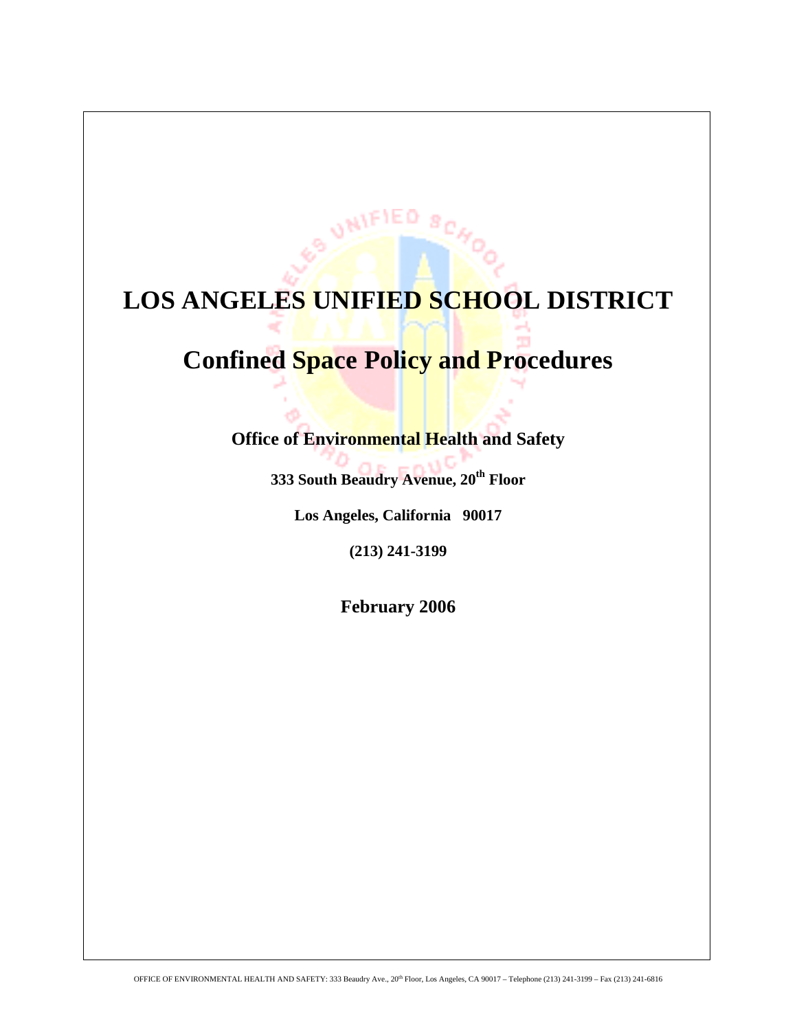# LOS ANGELES UNIFIED SCHOOL DISTRICT

# Confined Space Policy and Procedures

**Office of Environmental Health and Safety**

**333 South Beaudry Avenue, 20th Floor**

**Los Angeles, California 90017**

**(213) 241-3199**

**February 2006**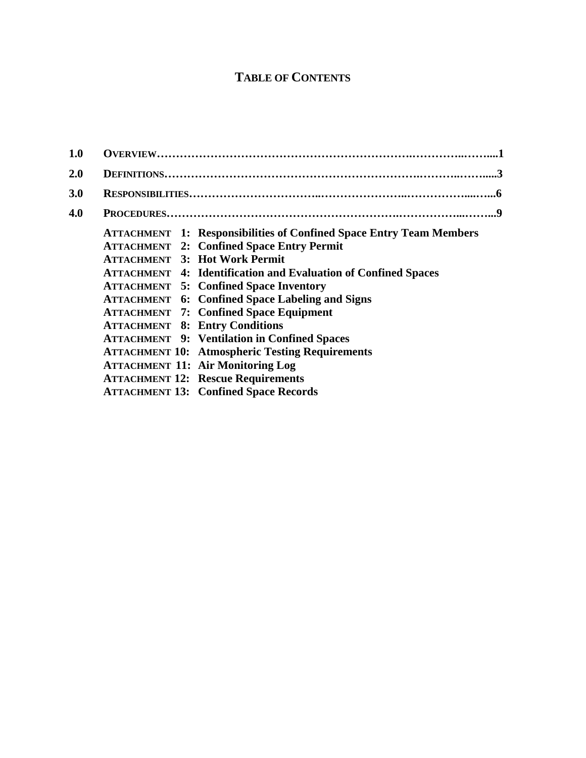# TABLE OF CONTENTS

| | | |
|---|---|---|
| **1.0** | **OVERVIEW** | **1** |
| **2.0** | **DEFINITIONS** | **3** |
| **3.0** | **RESPONSIBILITIES** | **6** |
| **4.0** | **PROCEDURES** | **9** |

**ATTACHMENT 1: Responsibilities of Confined Space Entry Team Members**
**ATTACHMENT 2: Confined Space Entry Permit**
**ATTACHMENT 3: Hot Work Permit**
**ATTACHMENT 4: Identification and Evaluation of Confined Spaces**
**ATTACHMENT 5: Confined Space Inventory**
**ATTACHMENT 6: Confined Space Labeling and Signs**
**ATTACHMENT 7: Confined Space Equipment**
**ATTACHMENT 8: Entry Conditions**
**ATTACHMENT 9: Ventilation in Confined Spaces**
**ATTACHMENT 10: Atmospheric Testing Requirements**
**ATTACHMENT 11: Air Monitoring Log**
**ATTACHMENT 12: Rescue Requirements**
**ATTACHMENT 13: Confined Space Records**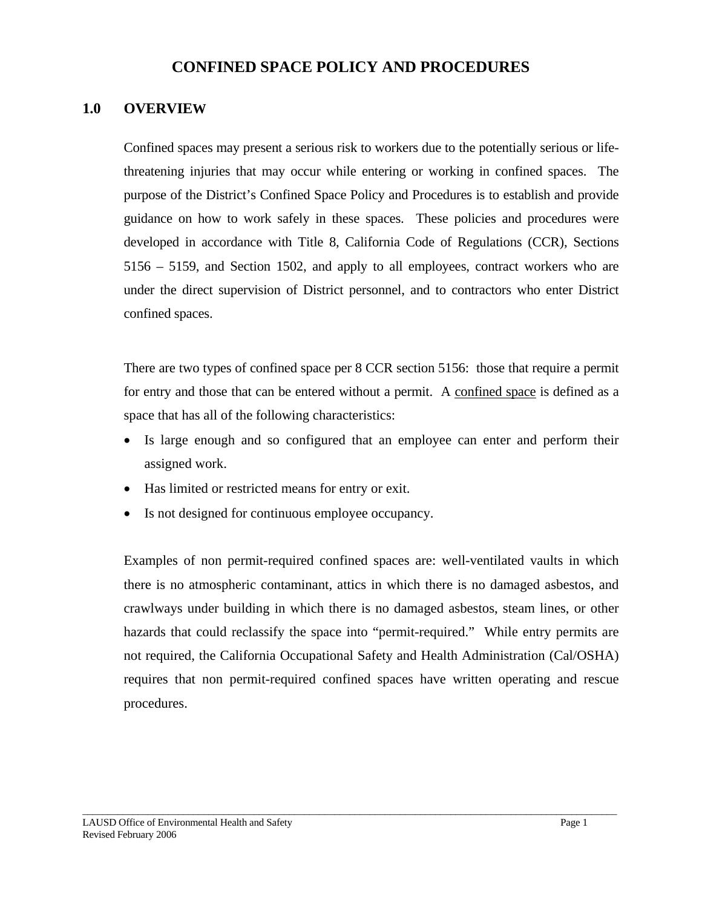# CONFINED SPACE POLICY AND PROCEDURES

## 1.0 OVERVIEW

Confined spaces may present a serious risk to workers due to the potentially serious or life-threatening injuries that may occur while entering or working in confined spaces. The purpose of the District's Confined Space Policy and Procedures is to establish and provide guidance on how to work safely in these spaces. These policies and procedures were developed in accordance with Title 8, California Code of Regulations (CCR), Sections 5156 – 5159, and Section 1502, and apply to all employees, contract workers who are under the direct supervision of District personnel, and to contractors who enter District confined spaces.

There are two types of confined space per 8 CCR section 5156: those that require a permit for entry and those that can be entered without a permit. A confined space is defined as a space that has all of the following characteristics:

- Is large enough and so configured that an employee can enter and perform their assigned work.
- Has limited or restricted means for entry or exit.
- Is not designed for continuous employee occupancy.

Examples of non permit-required confined spaces are: well-ventilated vaults in which there is no atmospheric contaminant, attics in which there is no damaged asbestos, and crawlways under building in which there is no damaged asbestos, steam lines, or other hazards that could reclassify the space into "permit-required." While entry permits are not required, the California Occupational Safety and Health Administration (Cal/OSHA) requires that non permit-required confined spaces have written operating and rescue procedures.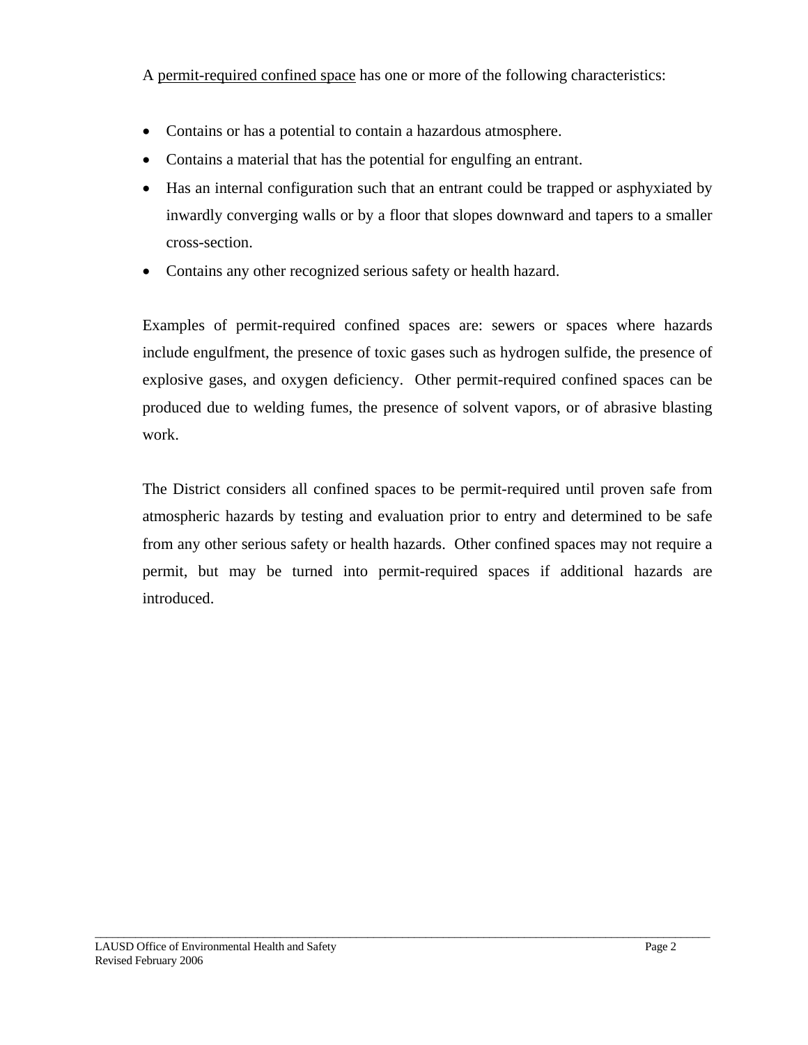A <u>permit-required confined space</u> has one or more of the following characteristics:

- Contains or has a potential to contain a hazardous atmosphere.
- Contains a material that has the potential for engulfing an entrant.
- Has an internal configuration such that an entrant could be trapped or asphyxiated by inwardly converging walls or by a floor that slopes downward and tapers to a smaller cross-section.
- Contains any other recognized serious safety or health hazard.

Examples of permit-required confined spaces are: sewers or spaces where hazards include engulfment, the presence of toxic gases such as hydrogen sulfide, the presence of explosive gases, and oxygen deficiency. Other permit-required confined spaces can be produced due to welding fumes, the presence of solvent vapors, or of abrasive blasting work.

The District considers all confined spaces to be permit-required until proven safe from atmospheric hazards by testing and evaluation prior to entry and determined to be safe from any other serious safety or health hazards. Other confined spaces may not require a permit, but may be turned into permit-required spaces if additional hazards are introduced.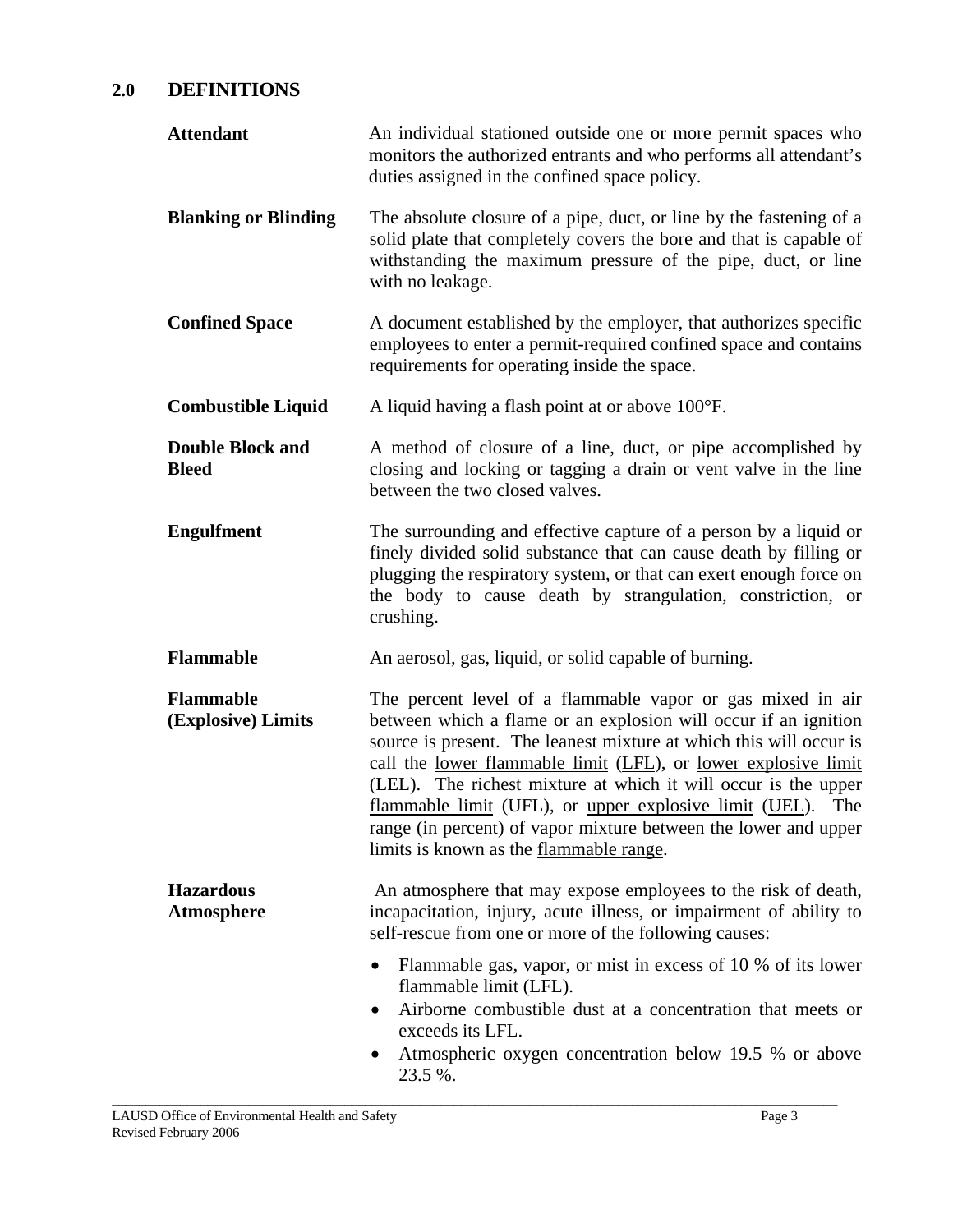## 2.0 DEFINITIONS

**Attendant** — An individual stationed outside one or more permit spaces who monitors the authorized entrants and who performs all attendant's duties assigned in the confined space policy.

**Blanking or Blinding** — The absolute closure of a pipe, duct, or line by the fastening of a solid plate that completely covers the bore and that is capable of withstanding the maximum pressure of the pipe, duct, or line with no leakage.

**Confined Space** — A document established by the employer, that authorizes specific employees to enter a permit-required confined space and contains requirements for operating inside the space.

**Combustible Liquid** — A liquid having a flash point at or above 100°F.

**Double Block and Bleed** — A method of closure of a line, duct, or pipe accomplished by closing and locking or tagging a drain or vent valve in the line between the two closed valves.

**Engulfment** — The surrounding and effective capture of a person by a liquid or finely divided solid substance that can cause death by filling or plugging the respiratory system, or that can exert enough force on the body to cause death by strangulation, constriction, or crushing.

**Flammable** — An aerosol, gas, liquid, or solid capable of burning.

**Flammable (Explosive) Limits** — The percent level of a flammable vapor or gas mixed in air between which a flame or an explosion will occur if an ignition source is present. The leanest mixture at which this will occur is call the lower flammable limit (LFL), or lower explosive limit (LEL). The richest mixture at which it will occur is the upper flammable limit (UFL), or upper explosive limit (UEL). The range (in percent) of vapor mixture between the lower and upper limits is known as the flammable range.

**Hazardous Atmosphere** — An atmosphere that may expose employees to the risk of death, incapacitation, injury, acute illness, or impairment of ability to self-rescue from one or more of the following causes:

- Flammable gas, vapor, or mist in excess of 10 % of its lower flammable limit (LFL).
- Airborne combustible dust at a concentration that meets or exceeds its LFL.
- Atmospheric oxygen concentration below 19.5 % or above 23.5 %.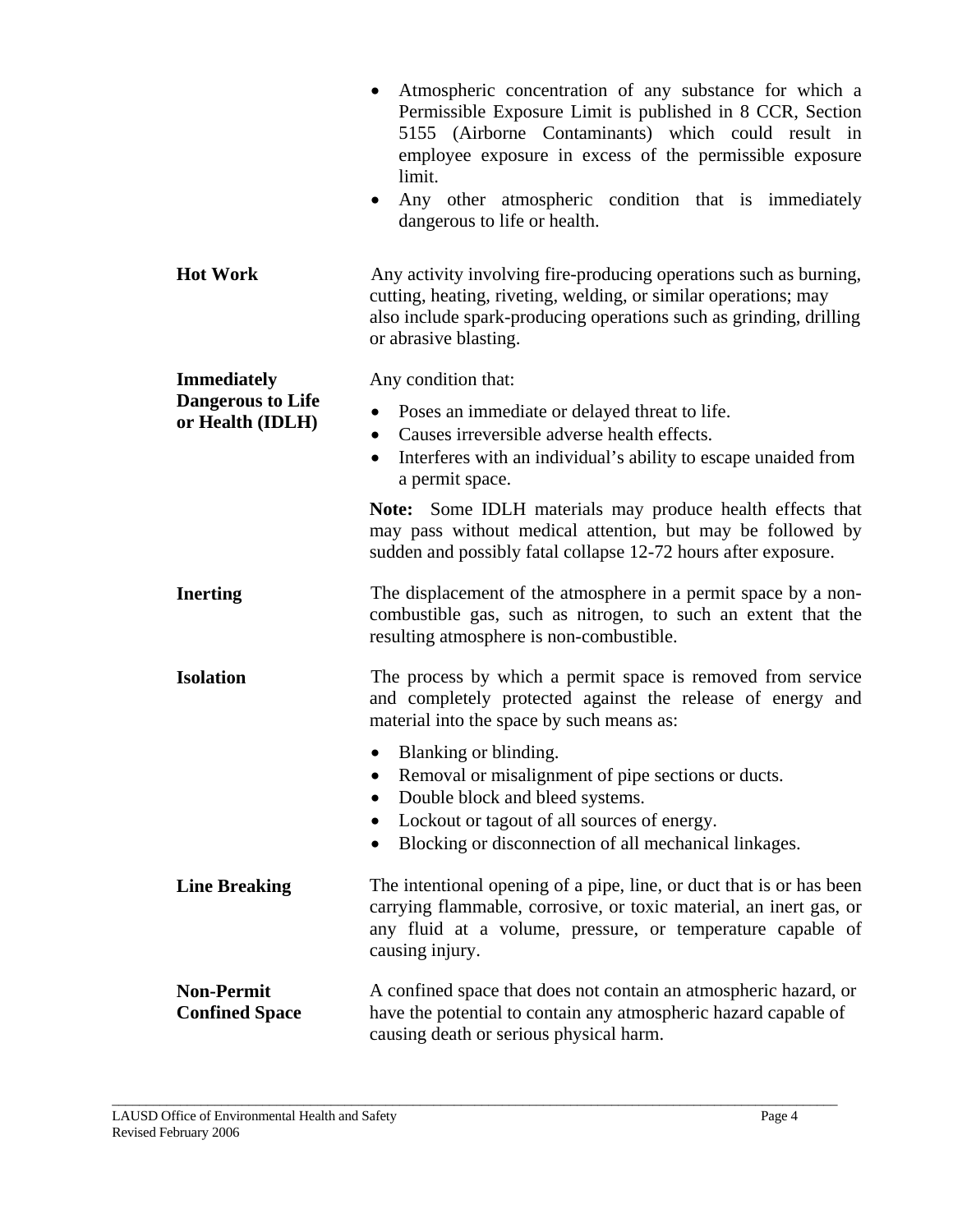- Atmospheric concentration of any substance for which a Permissible Exposure Limit is published in 8 CCR, Section 5155 (Airborne Contaminants) which could result in employee exposure in excess of the permissible exposure limit.
- Any other atmospheric condition that is immediately dangerous to life or health.

**Hot Work**

Any activity involving fire-producing operations such as burning, cutting, heating, riveting, welding, or similar operations; may also include spark-producing operations such as grinding, drilling or abrasive blasting.

**Immediately Dangerous to Life or Health (IDLH)**

Any condition that:

- Poses an immediate or delayed threat to life.
- Causes irreversible adverse health effects.
- Interferes with an individual's ability to escape unaided from a permit space.

**Note:** Some IDLH materials may produce health effects that may pass without medical attention, but may be followed by sudden and possibly fatal collapse 12-72 hours after exposure.

**Inerting**

The displacement of the atmosphere in a permit space by a non-combustible gas, such as nitrogen, to such an extent that the resulting atmosphere is non-combustible.

**Isolation**

The process by which a permit space is removed from service and completely protected against the release of energy and material into the space by such means as:

- Blanking or blinding.
- Removal or misalignment of pipe sections or ducts.
- Double block and bleed systems.
- Lockout or tagout of all sources of energy.
- Blocking or disconnection of all mechanical linkages.

**Line Breaking**

The intentional opening of a pipe, line, or duct that is or has been carrying flammable, corrosive, or toxic material, an inert gas, or any fluid at a volume, pressure, or temperature capable of causing injury.

**Non-Permit Confined Space**

A confined space that does not contain an atmospheric hazard, or have the potential to contain any atmospheric hazard capable of causing death or serious physical harm.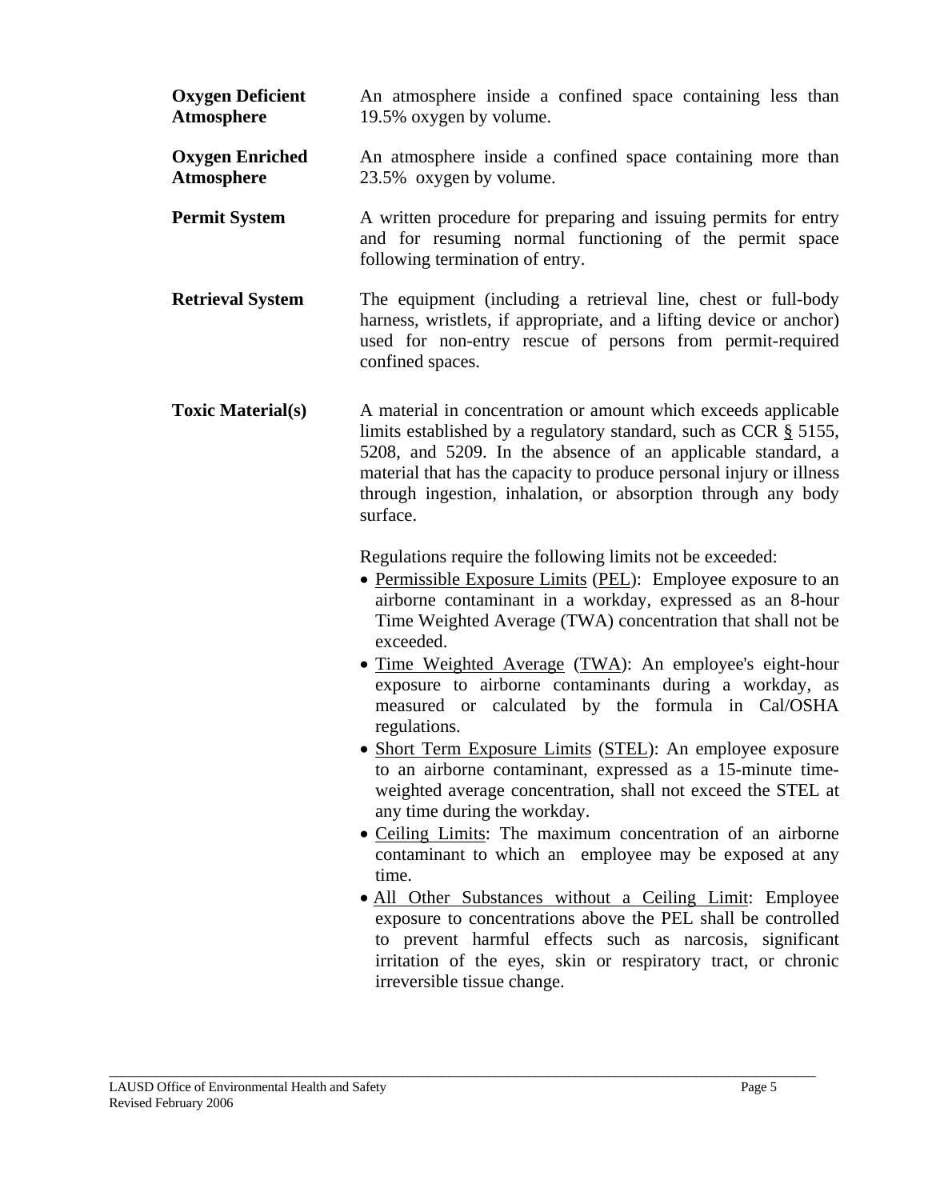**Oxygen Deficient Atmosphere** — An atmosphere inside a confined space containing less than 19.5% oxygen by volume.

**Oxygen Enriched Atmosphere** — An atmosphere inside a confined space containing more than 23.5% oxygen by volume.

**Permit System** — A written procedure for preparing and issuing permits for entry and for resuming normal functioning of the permit space following termination of entry.

**Retrieval System** — The equipment (including a retrieval line, chest or full-body harness, wristlets, if appropriate, and a lifting device or anchor) used for non-entry rescue of persons from permit-required confined spaces.

**Toxic Material(s)** — A material in concentration or amount which exceeds applicable limits established by a regulatory standard, such as CCR § 5155, 5208, and 5209. In the absence of an applicable standard, a material that has the capacity to produce personal injury or illness through ingestion, inhalation, or absorption through any body surface.

Regulations require the following limits not be exceeded:

- Permissible Exposure Limits (PEL): Employee exposure to an airborne contaminant in a workday, expressed as an 8-hour Time Weighted Average (TWA) concentration that shall not be exceeded.
- Time Weighted Average (TWA): An employee's eight-hour exposure to airborne contaminants during a workday, as measured or calculated by the formula in Cal/OSHA regulations.
- Short Term Exposure Limits (STEL): An employee exposure to an airborne contaminant, expressed as a 15-minute time-weighted average concentration, shall not exceed the STEL at any time during the workday.
- Ceiling Limits: The maximum concentration of an airborne contaminant to which an employee may be exposed at any time.
- All Other Substances without a Ceiling Limit: Employee exposure to concentrations above the PEL shall be controlled to prevent harmful effects such as narcosis, significant irritation of the eyes, skin or respiratory tract, or chronic irreversible tissue change.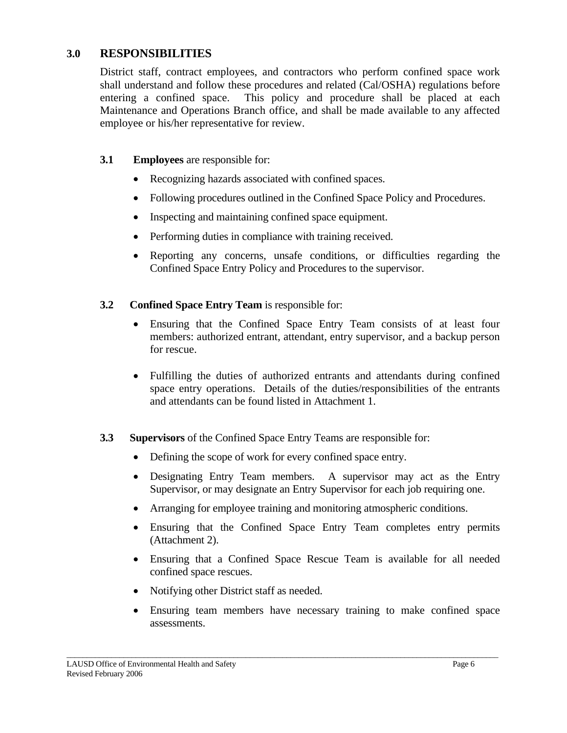## 3.0 RESPONSIBILITIES

District staff, contract employees, and contractors who perform confined space work shall understand and follow these procedures and related (Cal/OSHA) regulations before entering a confined space. This policy and procedure shall be placed at each Maintenance and Operations Branch office, and shall be made available to any affected employee or his/her representative for review.

### 3.1 **Employees** are responsible for:

- Recognizing hazards associated with confined spaces.
- Following procedures outlined in the Confined Space Policy and Procedures.
- Inspecting and maintaining confined space equipment.
- Performing duties in compliance with training received.
- Reporting any concerns, unsafe conditions, or difficulties regarding the Confined Space Entry Policy and Procedures to the supervisor.

### 3.2 **Confined Space Entry Team** is responsible for:

- Ensuring that the Confined Space Entry Team consists of at least four members: authorized entrant, attendant, entry supervisor, and a backup person for rescue.
- Fulfilling the duties of authorized entrants and attendants during confined space entry operations. Details of the duties/responsibilities of the entrants and attendants can be found listed in Attachment 1.

### 3.3 **Supervisors** of the Confined Space Entry Teams are responsible for:

- Defining the scope of work for every confined space entry.
- Designating Entry Team members. A supervisor may act as the Entry Supervisor, or may designate an Entry Supervisor for each job requiring one.
- Arranging for employee training and monitoring atmospheric conditions.
- Ensuring that the Confined Space Entry Team completes entry permits (Attachment 2).
- Ensuring that a Confined Space Rescue Team is available for all needed confined space rescues.
- Notifying other District staff as needed.
- Ensuring team members have necessary training to make confined space assessments.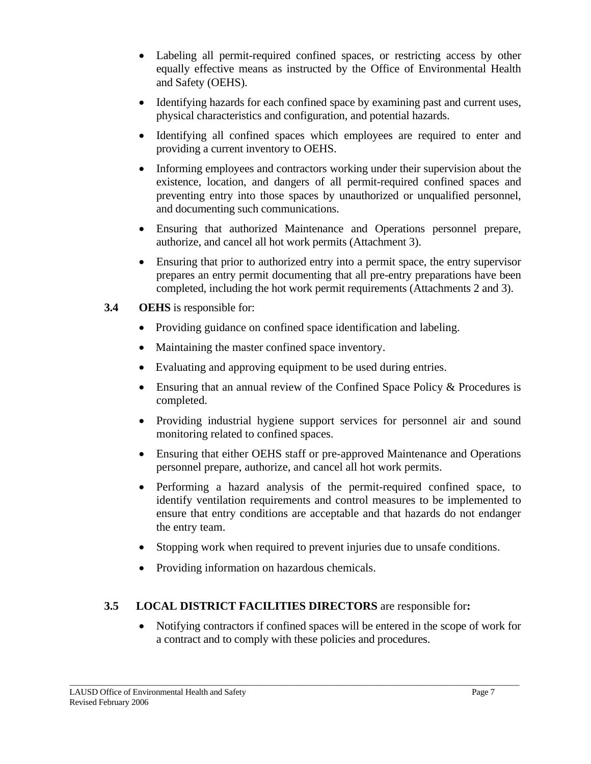- Labeling all permit-required confined spaces, or restricting access by other equally effective means as instructed by the Office of Environmental Health and Safety (OEHS).
- Identifying hazards for each confined space by examining past and current uses, physical characteristics and configuration, and potential hazards.
- Identifying all confined spaces which employees are required to enter and providing a current inventory to OEHS.
- Informing employees and contractors working under their supervision about the existence, location, and dangers of all permit-required confined spaces and preventing entry into those spaces by unauthorized or unqualified personnel, and documenting such communications.
- Ensuring that authorized Maintenance and Operations personnel prepare, authorize, and cancel all hot work permits (Attachment 3).
- Ensuring that prior to authorized entry into a permit space, the entry supervisor prepares an entry permit documenting that all pre-entry preparations have been completed, including the hot work permit requirements (Attachments 2 and 3).

**3.4 OEHS** is responsible for:

- Providing guidance on confined space identification and labeling.
- Maintaining the master confined space inventory.
- Evaluating and approving equipment to be used during entries.
- Ensuring that an annual review of the Confined Space Policy & Procedures is completed.
- Providing industrial hygiene support services for personnel air and sound monitoring related to confined spaces.
- Ensuring that either OEHS staff or pre-approved Maintenance and Operations personnel prepare, authorize, and cancel all hot work permits.
- Performing a hazard analysis of the permit-required confined space, to identify ventilation requirements and control measures to be implemented to ensure that entry conditions are acceptable and that hazards do not endanger the entry team.
- Stopping work when required to prevent injuries due to unsafe conditions.
- Providing information on hazardous chemicals.

**3.5 LOCAL DISTRICT FACILITIES DIRECTORS** are responsible for**:**

- Notifying contractors if confined spaces will be entered in the scope of work for a contract and to comply with these policies and procedures.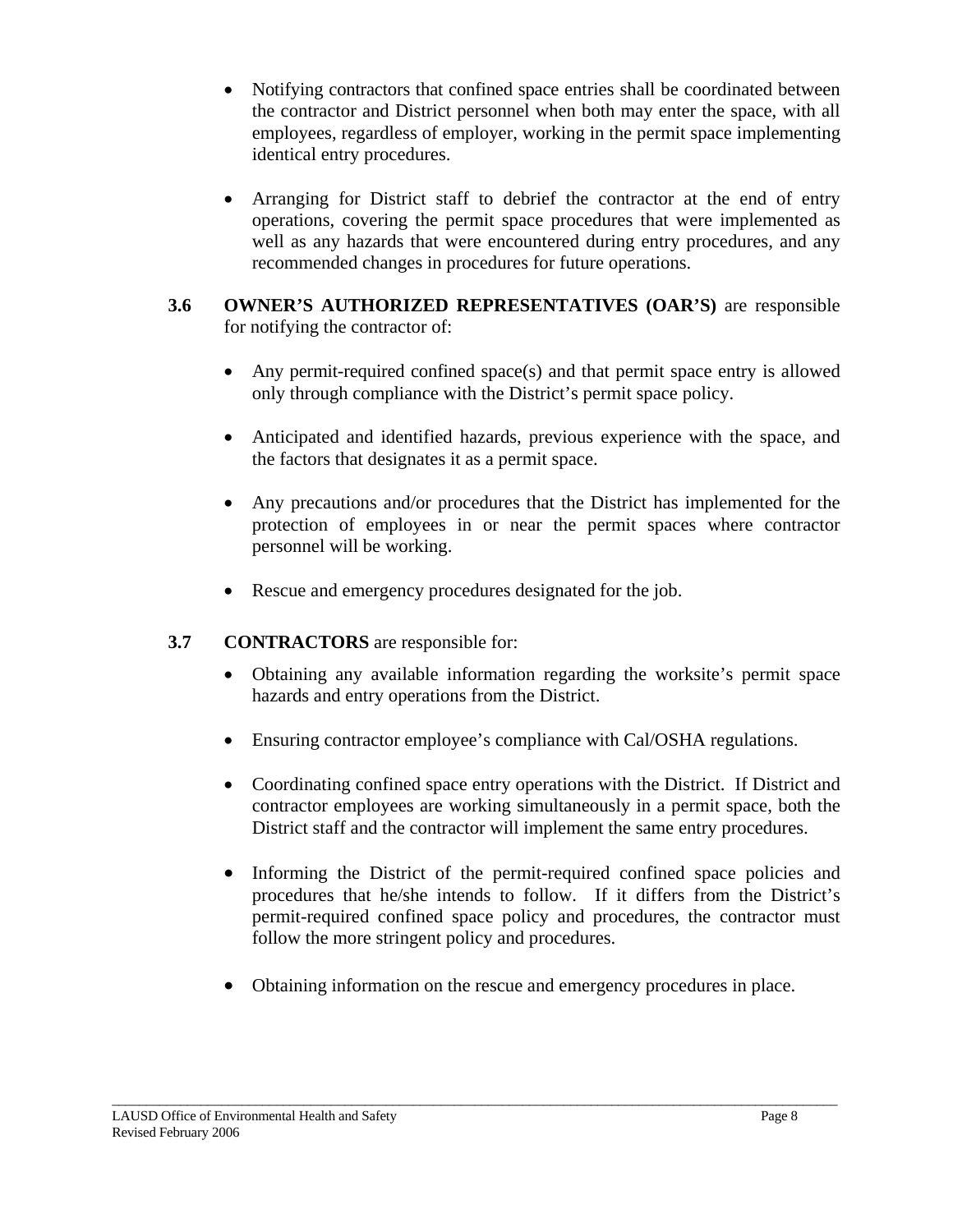- Notifying contractors that confined space entries shall be coordinated between the contractor and District personnel when both may enter the space, with all employees, regardless of employer, working in the permit space implementing identical entry procedures.

- Arranging for District staff to debrief the contractor at the end of entry operations, covering the permit space procedures that were implemented as well as any hazards that were encountered during entry procedures, and any recommended changes in procedures for future operations.

**3.6 OWNER'S AUTHORIZED REPRESENTATIVES (OAR'S)** are responsible for notifying the contractor of:

- Any permit-required confined space(s) and that permit space entry is allowed only through compliance with the District's permit space policy.

- Anticipated and identified hazards, previous experience with the space, and the factors that designates it as a permit space.

- Any precautions and/or procedures that the District has implemented for the protection of employees in or near the permit spaces where contractor personnel will be working.

- Rescue and emergency procedures designated for the job.

**3.7 CONTRACTORS** are responsible for:

- Obtaining any available information regarding the worksite's permit space hazards and entry operations from the District.

- Ensuring contractor employee's compliance with Cal/OSHA regulations.

- Coordinating confined space entry operations with the District. If District and contractor employees are working simultaneously in a permit space, both the District staff and the contractor will implement the same entry procedures.

- Informing the District of the permit-required confined space policies and procedures that he/she intends to follow. If it differs from the District's permit-required confined space policy and procedures, the contractor must follow the more stringent policy and procedures.

- Obtaining information on the rescue and emergency procedures in place.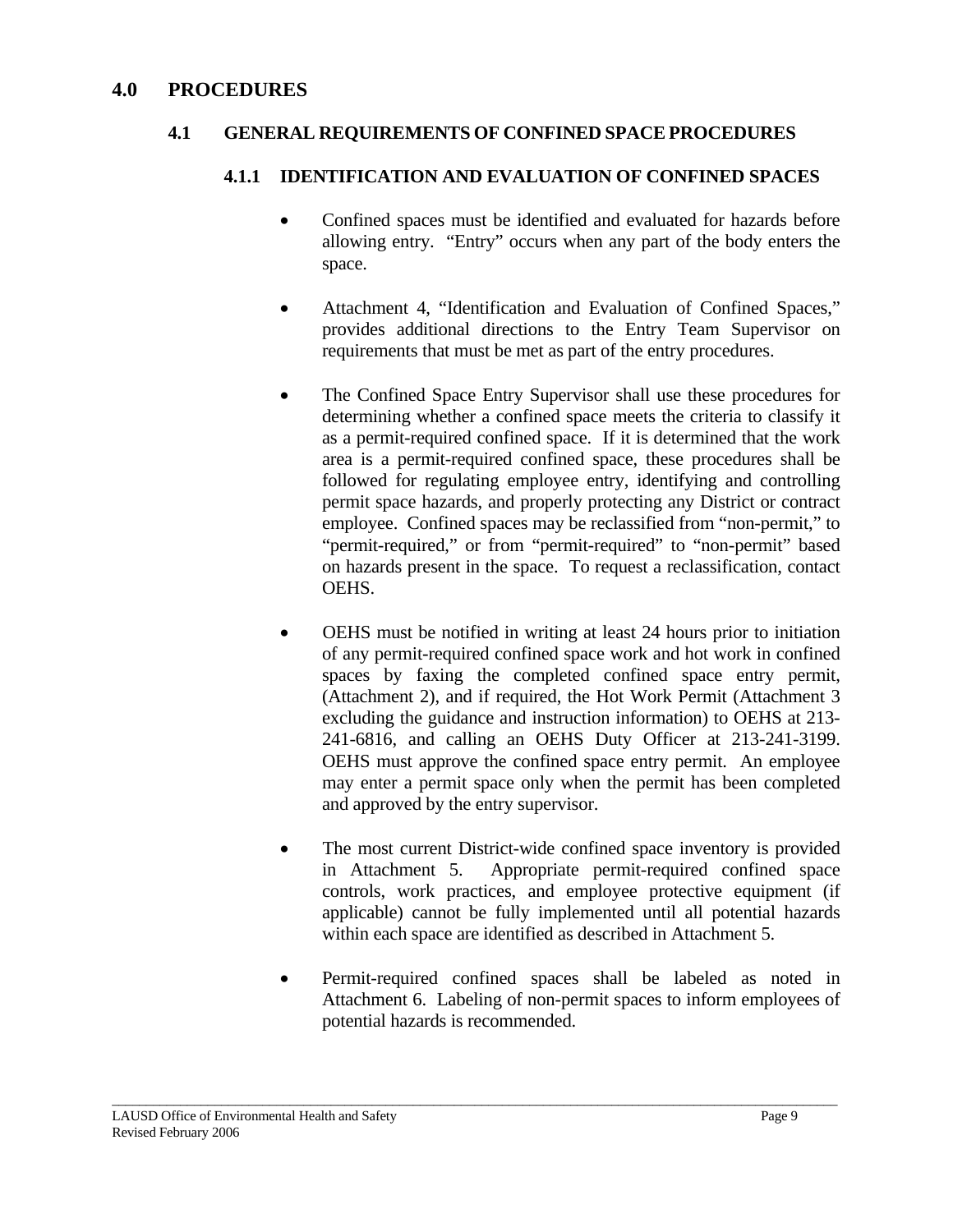# 4.0 PROCEDURES

## 4.1 GENERAL REQUIREMENTS OF CONFINED SPACE PROCEDURES

### 4.1.1 IDENTIFICATION AND EVALUATION OF CONFINED SPACES

- Confined spaces must be identified and evaluated for hazards before allowing entry. "Entry" occurs when any part of the body enters the space.

- Attachment 4, "Identification and Evaluation of Confined Spaces," provides additional directions to the Entry Team Supervisor on requirements that must be met as part of the entry procedures.

- The Confined Space Entry Supervisor shall use these procedures for determining whether a confined space meets the criteria to classify it as a permit-required confined space. If it is determined that the work area is a permit-required confined space, these procedures shall be followed for regulating employee entry, identifying and controlling permit space hazards, and properly protecting any District or contract employee. Confined spaces may be reclassified from "non-permit," to "permit-required," or from "permit-required" to "non-permit" based on hazards present in the space. To request a reclassification, contact OEHS.

- OEHS must be notified in writing at least 24 hours prior to initiation of any permit-required confined space work and hot work in confined spaces by faxing the completed confined space entry permit, (Attachment 2), and if required, the Hot Work Permit (Attachment 3 excluding the guidance and instruction information) to OEHS at 213-241-6816, and calling an OEHS Duty Officer at 213-241-3199. OEHS must approve the confined space entry permit. An employee may enter a permit space only when the permit has been completed and approved by the entry supervisor.

- The most current District-wide confined space inventory is provided in Attachment 5. Appropriate permit-required confined space controls, work practices, and employee protective equipment (if applicable) cannot be fully implemented until all potential hazards within each space are identified as described in Attachment 5.

- Permit-required confined spaces shall be labeled as noted in Attachment 6. Labeling of non-permit spaces to inform employees of potential hazards is recommended.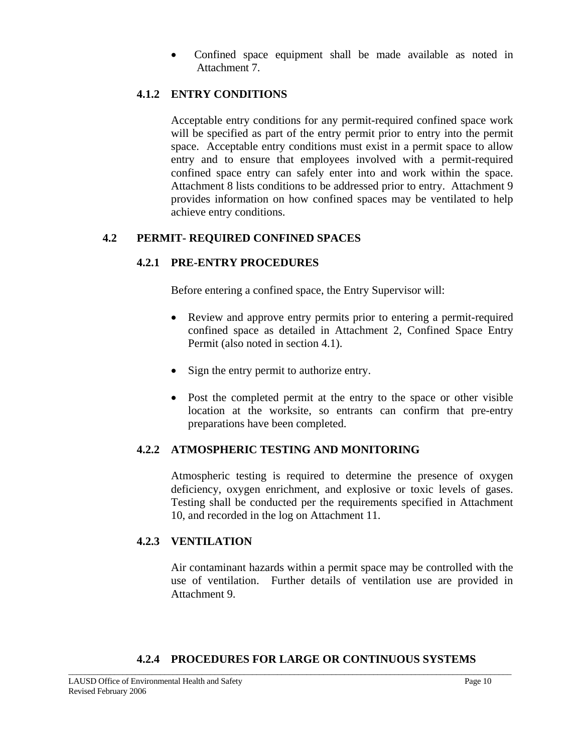- Confined space equipment shall be made available as noted in Attachment 7.

#### 4.1.2 ENTRY CONDITIONS

Acceptable entry conditions for any permit-required confined space work will be specified as part of the entry permit prior to entry into the permit space. Acceptable entry conditions must exist in a permit space to allow entry and to ensure that employees involved with a permit-required confined space entry can safely enter into and work within the space. Attachment 8 lists conditions to be addressed prior to entry. Attachment 9 provides information on how confined spaces may be ventilated to help achieve entry conditions.

### 4.2 PERMIT- REQUIRED CONFINED SPACES

#### 4.2.1 PRE-ENTRY PROCEDURES

Before entering a confined space, the Entry Supervisor will:

- Review and approve entry permits prior to entering a permit-required confined space as detailed in Attachment 2, Confined Space Entry Permit (also noted in section 4.1).
- Sign the entry permit to authorize entry.
- Post the completed permit at the entry to the space or other visible location at the worksite, so entrants can confirm that pre-entry preparations have been completed.

#### 4.2.2 ATMOSPHERIC TESTING AND MONITORING

Atmospheric testing is required to determine the presence of oxygen deficiency, oxygen enrichment, and explosive or toxic levels of gases. Testing shall be conducted per the requirements specified in Attachment 10, and recorded in the log on Attachment 11.

#### 4.2.3 VENTILATION

Air contaminant hazards within a permit space may be controlled with the use of ventilation. Further details of ventilation use are provided in Attachment 9.

#### 4.2.4 PROCEDURES FOR LARGE OR CONTINUOUS SYSTEMS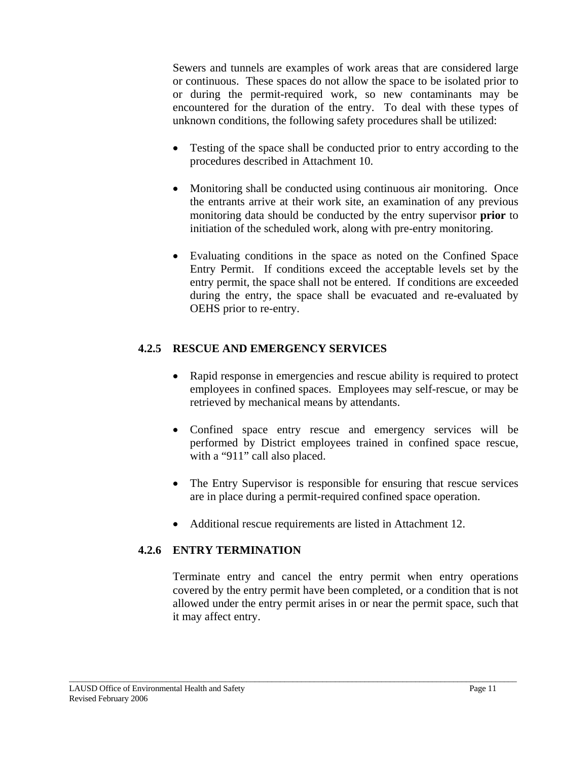Sewers and tunnels are examples of work areas that are considered large or continuous. These spaces do not allow the space to be isolated prior to or during the permit-required work, so new contaminants may be encountered for the duration of the entry. To deal with these types of unknown conditions, the following safety procedures shall be utilized:

- Testing of the space shall be conducted prior to entry according to the procedures described in Attachment 10.

- Monitoring shall be conducted using continuous air monitoring. Once the entrants arrive at their work site, an examination of any previous monitoring data should be conducted by the entry supervisor **prior** to initiation of the scheduled work, along with pre-entry monitoring.

- Evaluating conditions in the space as noted on the Confined Space Entry Permit. If conditions exceed the acceptable levels set by the entry permit, the space shall not be entered. If conditions are exceeded during the entry, the space shall be evacuated and re-evaluated by OEHS prior to re-entry.

### 4.2.5 RESCUE AND EMERGENCY SERVICES

- Rapid response in emergencies and rescue ability is required to protect employees in confined spaces. Employees may self-rescue, or may be retrieved by mechanical means by attendants.

- Confined space entry rescue and emergency services will be performed by District employees trained in confined space rescue, with a "911" call also placed.

- The Entry Supervisor is responsible for ensuring that rescue services are in place during a permit-required confined space operation.

- Additional rescue requirements are listed in Attachment 12.

### 4.2.6 ENTRY TERMINATION

Terminate entry and cancel the entry permit when entry operations covered by the entry permit have been completed, or a condition that is not allowed under the entry permit arises in or near the permit space, such that it may affect entry.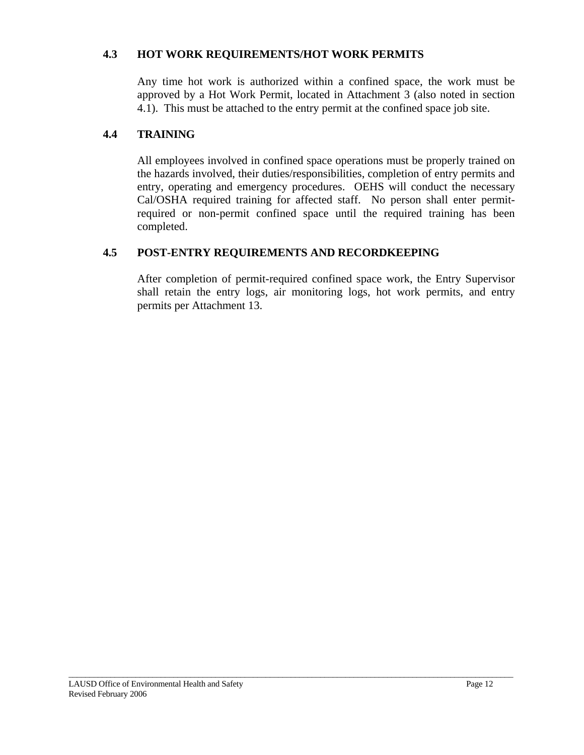### 4.3 HOT WORK REQUIREMENTS/HOT WORK PERMITS

Any time hot work is authorized within a confined space, the work must be approved by a Hot Work Permit, located in Attachment 3 (also noted in section 4.1). This must be attached to the entry permit at the confined space job site.

### 4.4 TRAINING

All employees involved in confined space operations must be properly trained on the hazards involved, their duties/responsibilities, completion of entry permits and entry, operating and emergency procedures. OEHS will conduct the necessary Cal/OSHA required training for affected staff. No person shall enter permit-required or non-permit confined space until the required training has been completed.

### 4.5 POST-ENTRY REQUIREMENTS AND RECORDKEEPING

After completion of permit-required confined space work, the Entry Supervisor shall retain the entry logs, air monitoring logs, hot work permits, and entry permits per Attachment 13.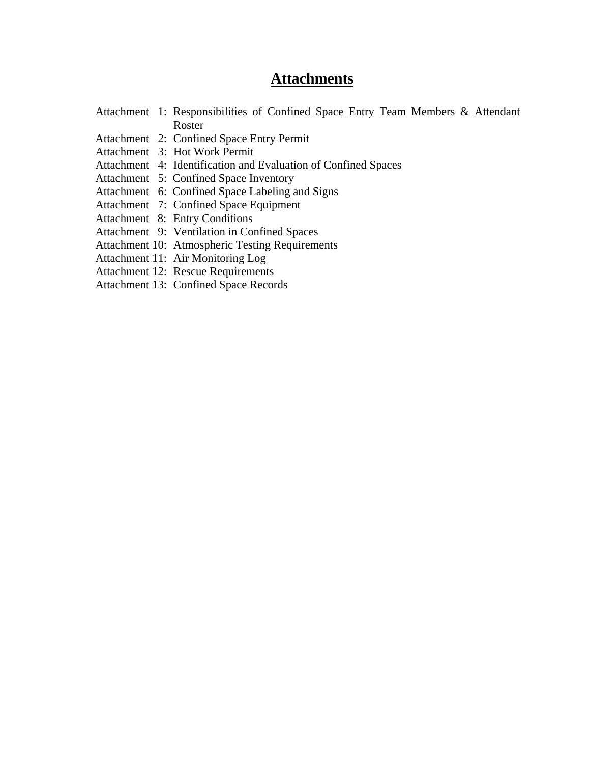# Attachments

Attachment 1: Responsibilities of Confined Space Entry Team Members & Attendant Roster
Attachment 2: Confined Space Entry Permit
Attachment 3: Hot Work Permit
Attachment 4: Identification and Evaluation of Confined Spaces
Attachment 5: Confined Space Inventory
Attachment 6: Confined Space Labeling and Signs
Attachment 7: Confined Space Equipment
Attachment 8: Entry Conditions
Attachment 9: Ventilation in Confined Spaces
Attachment 10: Atmospheric Testing Requirements
Attachment 11: Air Monitoring Log
Attachment 12: Rescue Requirements
Attachment 13: Confined Space Records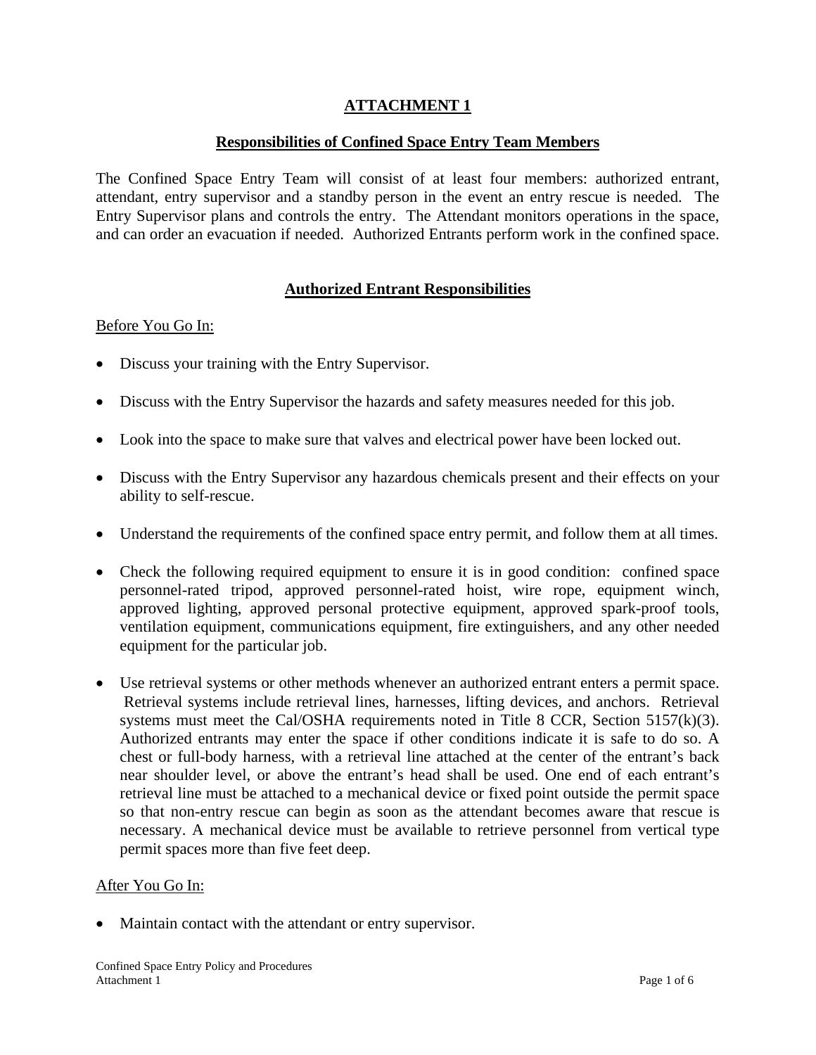# ATTACHMENT 1

## Responsibilities of Confined Space Entry Team Members

The Confined Space Entry Team will consist of at least four members: authorized entrant, attendant, entry supervisor and a standby person in the event an entry rescue is needed. The Entry Supervisor plans and controls the entry. The Attendant monitors operations in the space, and can order an evacuation if needed. Authorized Entrants perform work in the confined space.

## Authorized Entrant Responsibilities

Before You Go In:

- Discuss your training with the Entry Supervisor.
- Discuss with the Entry Supervisor the hazards and safety measures needed for this job.
- Look into the space to make sure that valves and electrical power have been locked out.
- Discuss with the Entry Supervisor any hazardous chemicals present and their effects on your ability to self-rescue.
- Understand the requirements of the confined space entry permit, and follow them at all times.
- Check the following required equipment to ensure it is in good condition: confined space personnel-rated tripod, approved personnel-rated hoist, wire rope, equipment winch, approved lighting, approved personal protective equipment, approved spark-proof tools, ventilation equipment, communications equipment, fire extinguishers, and any other needed equipment for the particular job.
- Use retrieval systems or other methods whenever an authorized entrant enters a permit space. Retrieval systems include retrieval lines, harnesses, lifting devices, and anchors. Retrieval systems must meet the Cal/OSHA requirements noted in Title 8 CCR, Section 5157(k)(3). Authorized entrants may enter the space if other conditions indicate it is safe to do so. A chest or full-body harness, with a retrieval line attached at the center of the entrant's back near shoulder level, or above the entrant's head shall be used. One end of each entrant's retrieval line must be attached to a mechanical device or fixed point outside the permit space so that non-entry rescue can begin as soon as the attendant becomes aware that rescue is necessary. A mechanical device must be available to retrieve personnel from vertical type permit spaces more than five feet deep.

After You Go In:

- Maintain contact with the attendant or entry supervisor.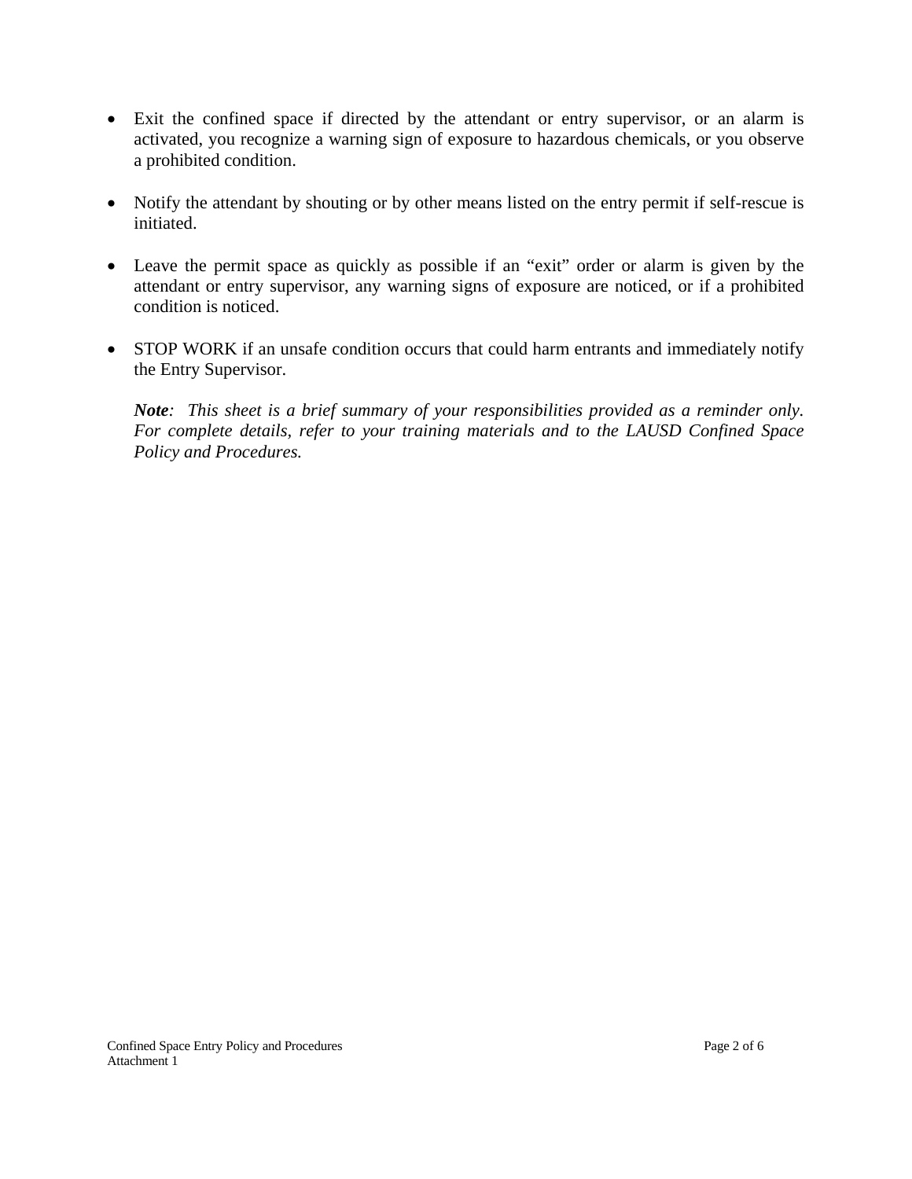- Exit the confined space if directed by the attendant or entry supervisor, or an alarm is activated, you recognize a warning sign of exposure to hazardous chemicals, or you observe a prohibited condition.

- Notify the attendant by shouting or by other means listed on the entry permit if self-rescue is initiated.

- Leave the permit space as quickly as possible if an “exit” order or alarm is given by the attendant or entry supervisor, any warning signs of exposure are noticed, or if a prohibited condition is noticed.

- STOP WORK if an unsafe condition occurs that could harm entrants and immediately notify the Entry Supervisor.

  ***Note****:  This sheet is a brief summary of your responsibilities provided as a reminder only. For complete details, refer to your training materials and to the LAUSD Confined Space Policy and Procedures.*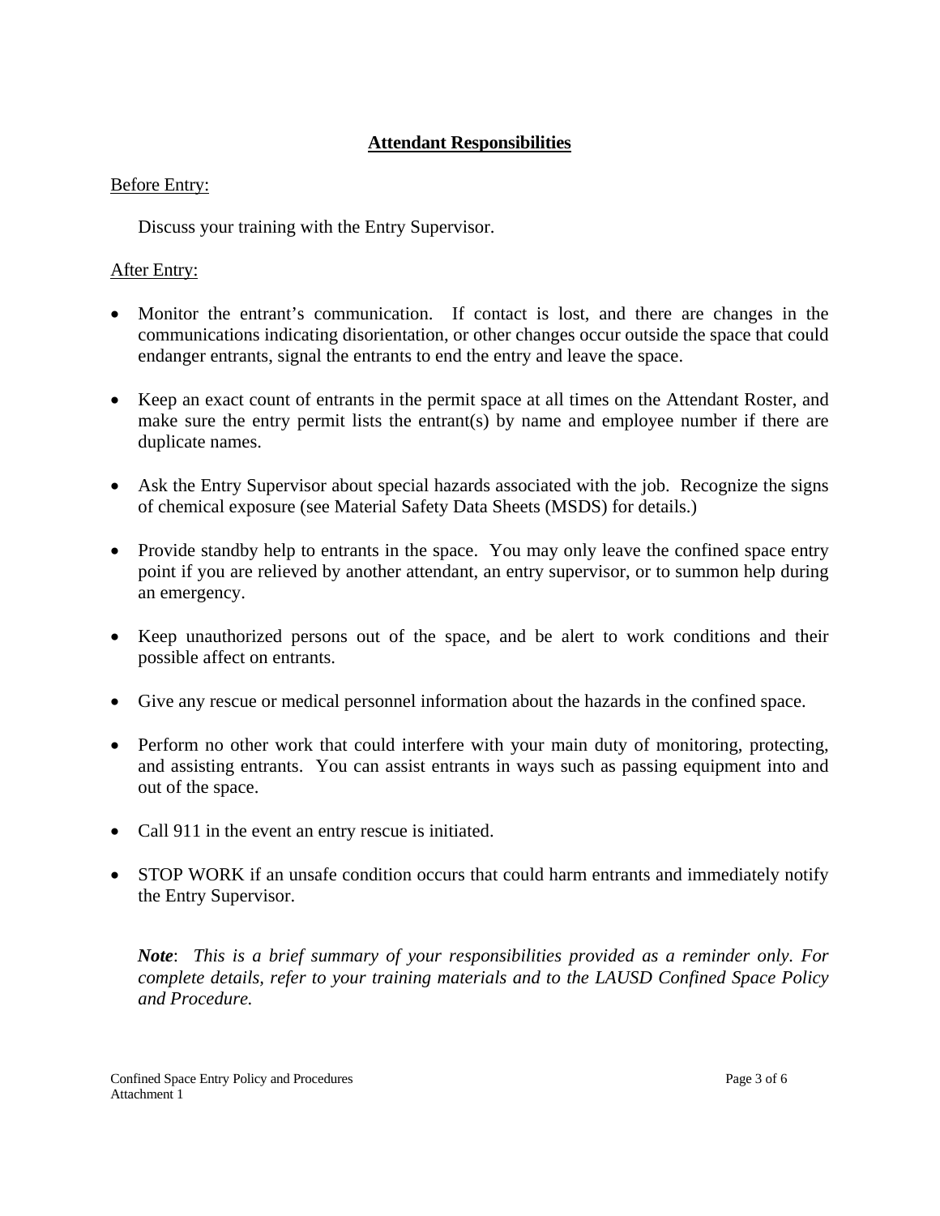## Attendant Responsibilities

Before Entry:

Discuss your training with the Entry Supervisor.

After Entry:

- Monitor the entrant's communication. If contact is lost, and there are changes in the communications indicating disorientation, or other changes occur outside the space that could endanger entrants, signal the entrants to end the entry and leave the space.
- Keep an exact count of entrants in the permit space at all times on the Attendant Roster, and make sure the entry permit lists the entrant(s) by name and employee number if there are duplicate names.
- Ask the Entry Supervisor about special hazards associated with the job. Recognize the signs of chemical exposure (see Material Safety Data Sheets (MSDS) for details.)
- Provide standby help to entrants in the space. You may only leave the confined space entry point if you are relieved by another attendant, an entry supervisor, or to summon help during an emergency.
- Keep unauthorized persons out of the space, and be alert to work conditions and their possible affect on entrants.
- Give any rescue or medical personnel information about the hazards in the confined space.
- Perform no other work that could interfere with your main duty of monitoring, protecting, and assisting entrants. You can assist entrants in ways such as passing equipment into and out of the space.
- Call 911 in the event an entry rescue is initiated.
- STOP WORK if an unsafe condition occurs that could harm entrants and immediately notify the Entry Supervisor.

***Note***: *This is a brief summary of your responsibilities provided as a reminder only. For complete details, refer to your training materials and to the LAUSD Confined Space Policy and Procedure.*

Confined Space Entry Policy and Procedures
Attachment 1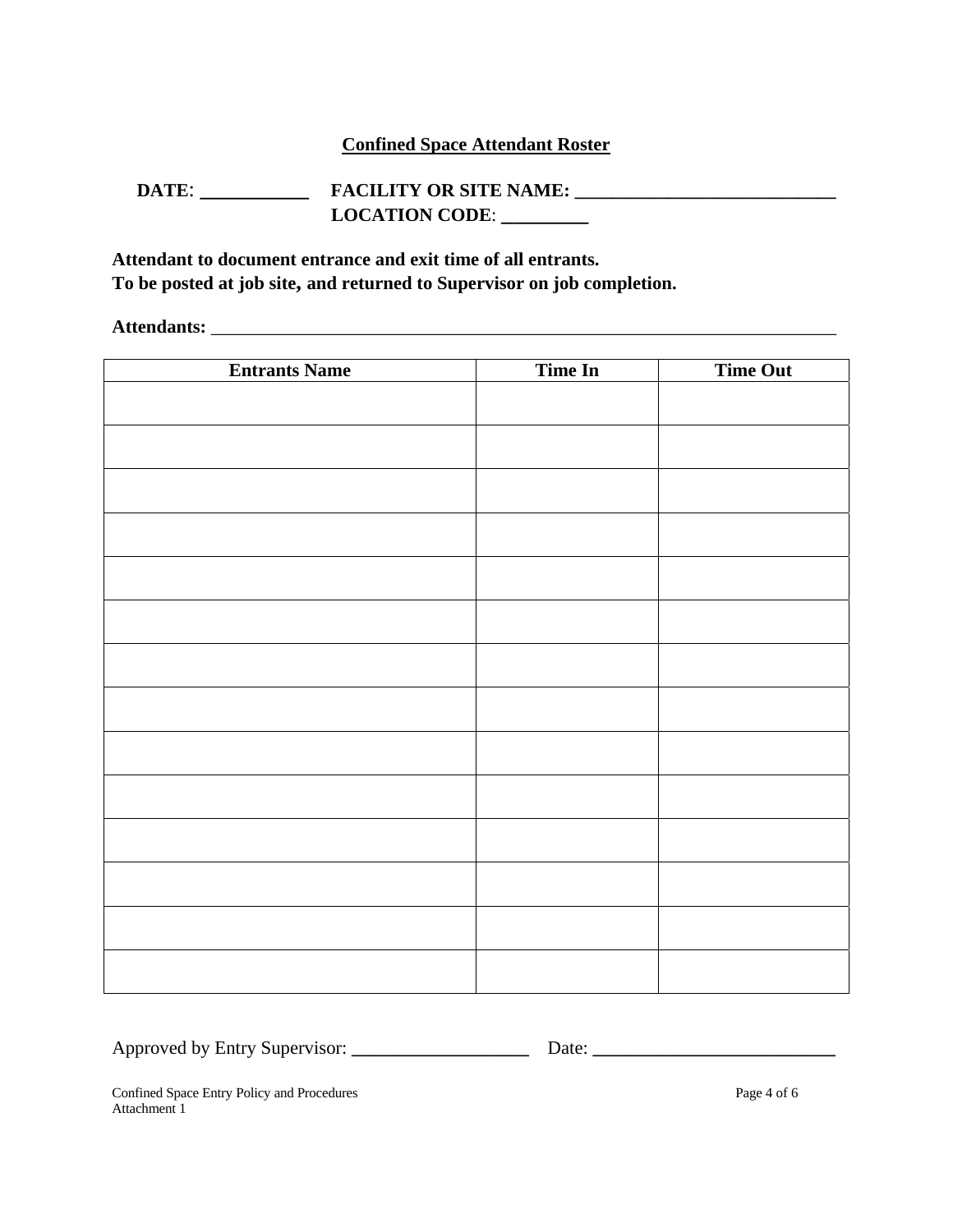## Confined Space Attendant Roster

**DATE**: ___________ **FACILITY OR SITE NAME: ____________________________**
**LOCATION CODE**: _________

**Attendant to document entrance and exit time of all entrants.**
**To be posted at job site, and returned to Supervisor on job completion.**

**Attendants:** ______________________________________________________________________

| Entrants Name | Time In | Time Out |
|---|---|---|
| | | |
| | | |
| | | |
| | | |
| | | |
| | | |
| | | |
| | | |
| | | |
| | | |
| | | |
| | | |
| | | |
| | | |

Approved by Entry Supervisor: ___________________ Date: __________________________

Confined Space Entry Policy and Procedures
Attachment 1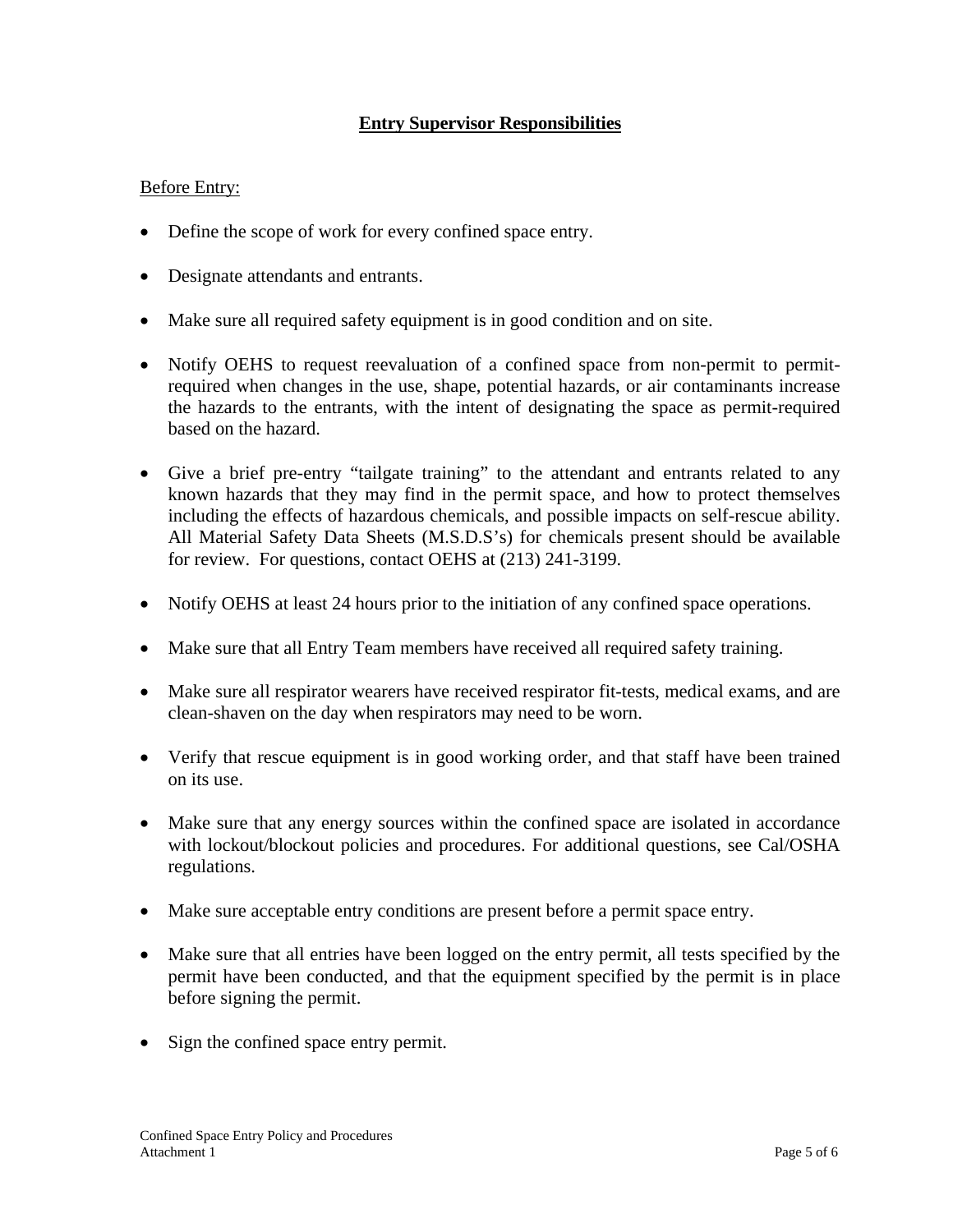## Entry Supervisor Responsibilities

Before Entry:

- Define the scope of work for every confined space entry.
- Designate attendants and entrants.
- Make sure all required safety equipment is in good condition and on site.
- Notify OEHS to request reevaluation of a confined space from non-permit to permit-required when changes in the use, shape, potential hazards, or air contaminants increase the hazards to the entrants, with the intent of designating the space as permit-required based on the hazard.
- Give a brief pre-entry "tailgate training" to the attendant and entrants related to any known hazards that they may find in the permit space, and how to protect themselves including the effects of hazardous chemicals, and possible impacts on self-rescue ability. All Material Safety Data Sheets (M.S.D.S's) for chemicals present should be available for review. For questions, contact OEHS at (213) 241-3199.
- Notify OEHS at least 24 hours prior to the initiation of any confined space operations.
- Make sure that all Entry Team members have received all required safety training.
- Make sure all respirator wearers have received respirator fit-tests, medical exams, and are clean-shaven on the day when respirators may need to be worn.
- Verify that rescue equipment is in good working order, and that staff have been trained on its use.
- Make sure that any energy sources within the confined space are isolated in accordance with lockout/blockout policies and procedures. For additional questions, see Cal/OSHA regulations.
- Make sure acceptable entry conditions are present before a permit space entry.
- Make sure that all entries have been logged on the entry permit, all tests specified by the permit have been conducted, and that the equipment specified by the permit is in place before signing the permit.
- Sign the confined space entry permit.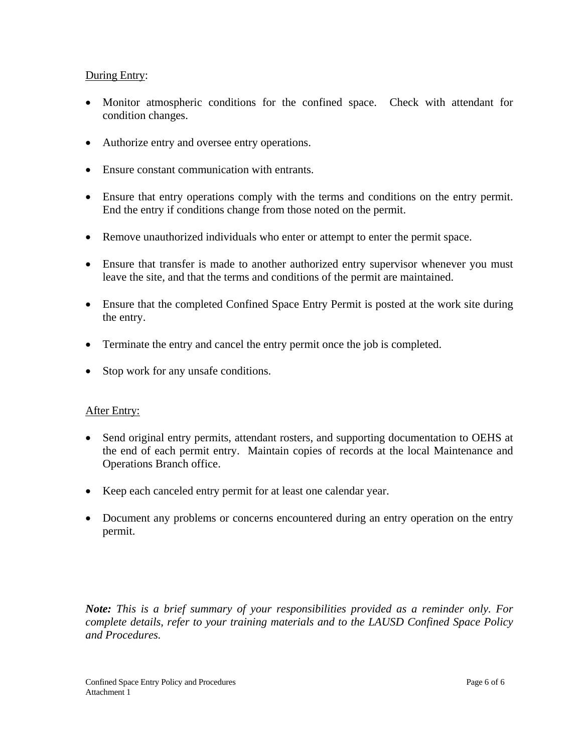<u>During Entry</u>:

- Monitor atmospheric conditions for the confined space. Check with attendant for condition changes.
- Authorize entry and oversee entry operations.
- Ensure constant communication with entrants.
- Ensure that entry operations comply with the terms and conditions on the entry permit. End the entry if conditions change from those noted on the permit.
- Remove unauthorized individuals who enter or attempt to enter the permit space.
- Ensure that transfer is made to another authorized entry supervisor whenever you must leave the site, and that the terms and conditions of the permit are maintained.
- Ensure that the completed Confined Space Entry Permit is posted at the work site during the entry.
- Terminate the entry and cancel the entry permit once the job is completed.
- Stop work for any unsafe conditions.

<u>After Entry:</u>

- Send original entry permits, attendant rosters, and supporting documentation to OEHS at the end of each permit entry. Maintain copies of records at the local Maintenance and Operations Branch office.
- Keep each canceled entry permit for at least one calendar year.
- Document any problems or concerns encountered during an entry operation on the entry permit.

***Note:*** *This is a brief summary of your responsibilities provided as a reminder only. For complete details, refer to your training materials and to the LAUSD Confined Space Policy and Procedures.*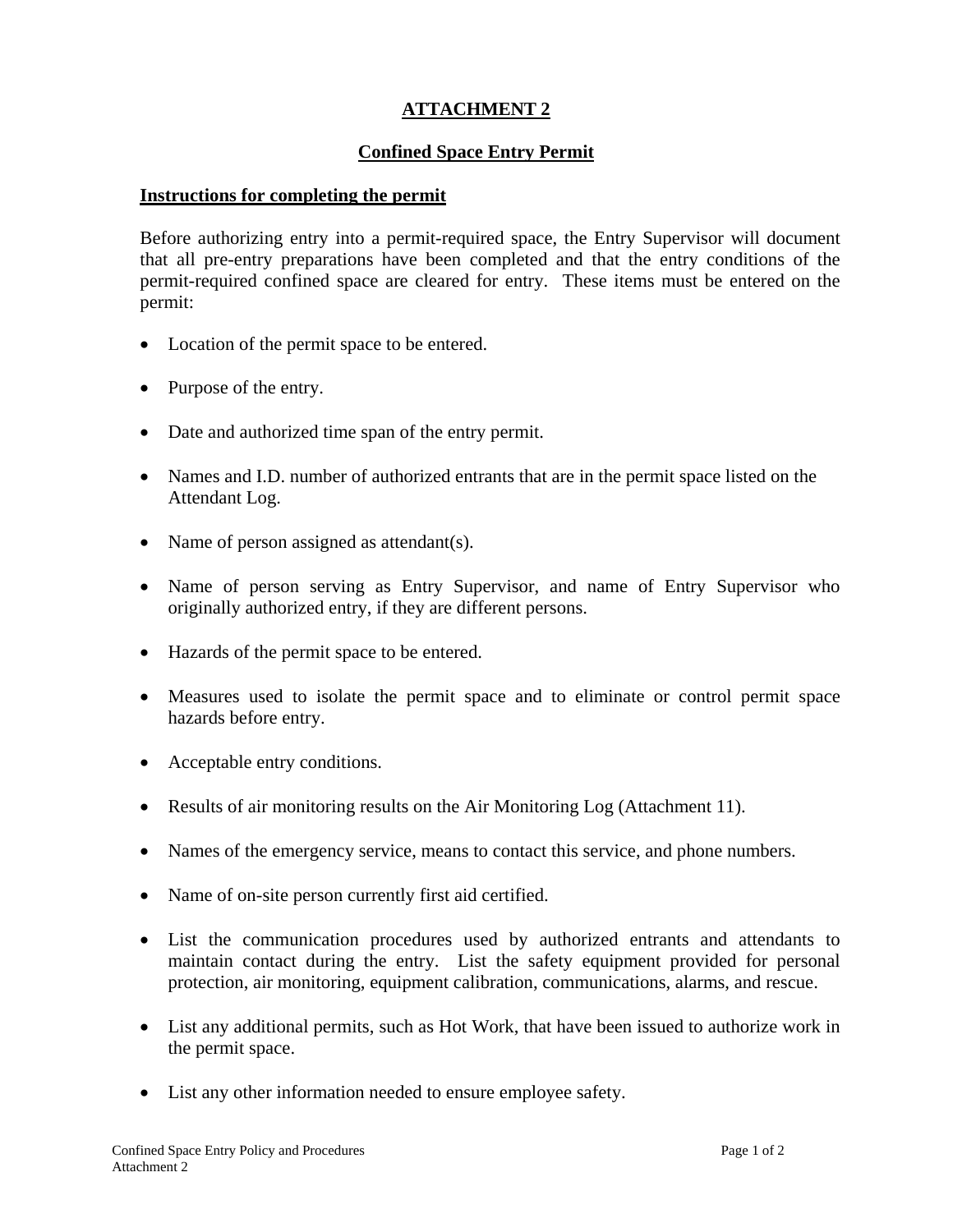# ATTACHMENT 2

## Confined Space Entry Permit

### Instructions for completing the permit

Before authorizing entry into a permit-required space, the Entry Supervisor will document that all pre-entry preparations have been completed and that the entry conditions of the permit-required confined space are cleared for entry. These items must be entered on the permit:

- Location of the permit space to be entered.
- Purpose of the entry.
- Date and authorized time span of the entry permit.
- Names and I.D. number of authorized entrants that are in the permit space listed on the Attendant Log.
- Name of person assigned as attendant(s).
- Name of person serving as Entry Supervisor, and name of Entry Supervisor who originally authorized entry, if they are different persons.
- Hazards of the permit space to be entered.
- Measures used to isolate the permit space and to eliminate or control permit space hazards before entry.
- Acceptable entry conditions.
- Results of air monitoring results on the Air Monitoring Log (Attachment 11).
- Names of the emergency service, means to contact this service, and phone numbers.
- Name of on-site person currently first aid certified.
- List the communication procedures used by authorized entrants and attendants to maintain contact during the entry. List the safety equipment provided for personal protection, air monitoring, equipment calibration, communications, alarms, and rescue.
- List any additional permits, such as Hot Work, that have been issued to authorize work in the permit space.
- List any other information needed to ensure employee safety.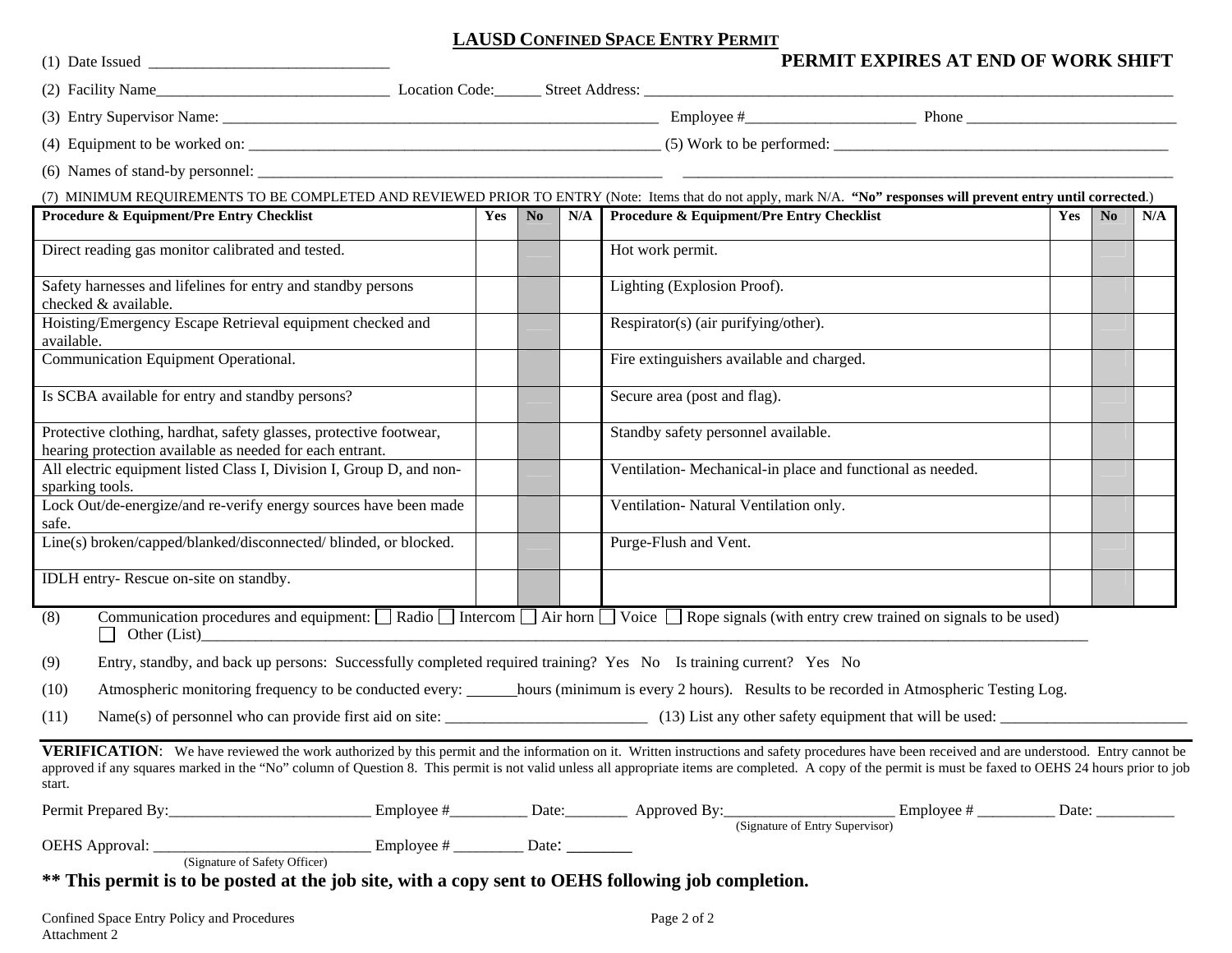# LAUSD CONFINED SPACE ENTRY PERMIT

(1) Date Issued ______________________________ **PERMIT EXPIRES AT END OF WORK SHIFT**

(2) Facility Name______________________________ Location Code:______ Street Address: ______________________________

(3) Entry Supervisor Name: ______________________________ Employee #______________________ Phone ______________________

(4) Equipment to be worked on: ______________________________ (5) Work to be performed: ______________________________

(6) Names of stand-by personnel: ______________________________ ______________________________

(7) MINIMUM REQUIREMENTS TO BE COMPLETED AND REVIEWED PRIOR TO ENTRY (Note: Items that do not apply, mark N/A. **"No" responses will prevent entry until corrected**.)

| Procedure & Equipment/Pre Entry Checklist | Yes | No | N/A | Procedure & Equipment/Pre Entry Checklist | Yes | No | N/A |
|---|---|---|---|---|---|---|---|
| Direct reading gas monitor calibrated and tested. | | | | Hot work permit. | | | |
| Safety harnesses and lifelines for entry and standby persons checked & available. | | | | Lighting (Explosion Proof). | | | |
| Hoisting/Emergency Escape Retrieval equipment checked and available. | | | | Respirator(s) (air purifying/other). | | | |
| Communication Equipment Operational. | | | | Fire extinguishers available and charged. | | | |
| Is SCBA available for entry and standby persons? | | | | Secure area (post and flag). | | | |
| Protective clothing, hardhat, safety glasses, protective footwear, hearing protection available as needed for each entrant. | | | | Standby safety personnel available. | | | |
| All electric equipment listed Class I, Division I, Group D, and non-sparking tools. | | | | Ventilation- Mechanical-in place and functional as needed. | | | |
| Lock Out/de-energize/and re-verify energy sources have been made safe. | | | | Ventilation- Natural Ventilation only. | | | |
| Line(s) broken/capped/blanked/disconnected/ blinded, or blocked. | | | | Purge-Flush and Vent. | | | |
| IDLH entry- Rescue on-site on standby. | | | | | | | |

(8) Communication procedures and equipment: ☐ Radio ☐ Intercom ☐ Air horn ☐ Voice ☐ Rope signals (with entry crew trained on signals to be used)
☐ Other (List)______________________________

(9) Entry, standby, and back up persons: Successfully completed required training? Yes No Is training current? Yes No

(10) Atmospheric monitoring frequency to be conducted every: ______hours (minimum is every 2 hours). Results to be recorded in Atmospheric Testing Log.

(11) Name(s) of personnel who can provide first aid on site: ______________________ (13) List any other safety equipment that will be used: ______________________

**VERIFICATION**: We have reviewed the work authorized by this permit and the information on it. Written instructions and safety procedures have been received and are understood. Entry cannot be approved if any squares marked in the "No" column of Question 8. This permit is not valid unless all appropriate items are completed. A copy of the permit is must be faxed to OEHS 24 hours prior to job start.

Permit Prepared By:________________________ Employee #_________ Date:________ Approved By:_____________________ Employee # _________ Date: _________
(Signature of Entry Supervisor)

OEHS Approval: ___________________________ Employee # ________ Date: ________
(Signature of Safety Officer)

**\*\* This permit is to be posted at the job site, with a copy sent to OEHS following job completion.**

Confined Space Entry Policy and Procedures
Attachment 2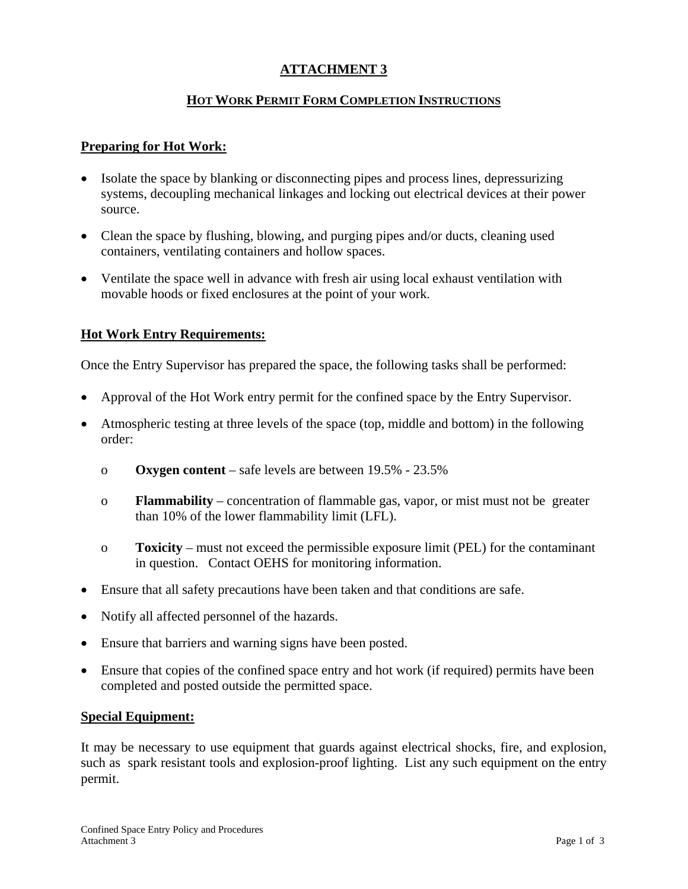# ATTACHMENT 3

## HOT WORK PERMIT FORM COMPLETION INSTRUCTIONS

### Preparing for Hot Work:

- Isolate the space by blanking or disconnecting pipes and process lines, depressurizing systems, decoupling mechanical linkages and locking out electrical devices at their power source.
- Clean the space by flushing, blowing, and purging pipes and/or ducts, cleaning used containers, ventilating containers and hollow spaces.
- Ventilate the space well in advance with fresh air using local exhaust ventilation with movable hoods or fixed enclosures at the point of your work.

### Hot Work Entry Requirements:

Once the Entry Supervisor has prepared the space, the following tasks shall be performed:

- Approval of the Hot Work entry permit for the confined space by the Entry Supervisor.
- Atmospheric testing at three levels of the space (top, middle and bottom) in the following order:
  - **Oxygen content** – safe levels are between 19.5% - 23.5%
  - **Flammability** – concentration of flammable gas, vapor, or mist must not be greater than 10% of the lower flammability limit (LFL).
  - **Toxicity** – must not exceed the permissible exposure limit (PEL) for the contaminant in question. Contact OEHS for monitoring information.
- Ensure that all safety precautions have been taken and that conditions are safe.
- Notify all affected personnel of the hazards.
- Ensure that barriers and warning signs have been posted.
- Ensure that copies of the confined space entry and hot work (if required) permits have been completed and posted outside the permitted space.

### Special Equipment:

It may be necessary to use equipment that guards against electrical shocks, fire, and explosion, such as spark resistant tools and explosion-proof lighting. List any such equipment on the entry permit.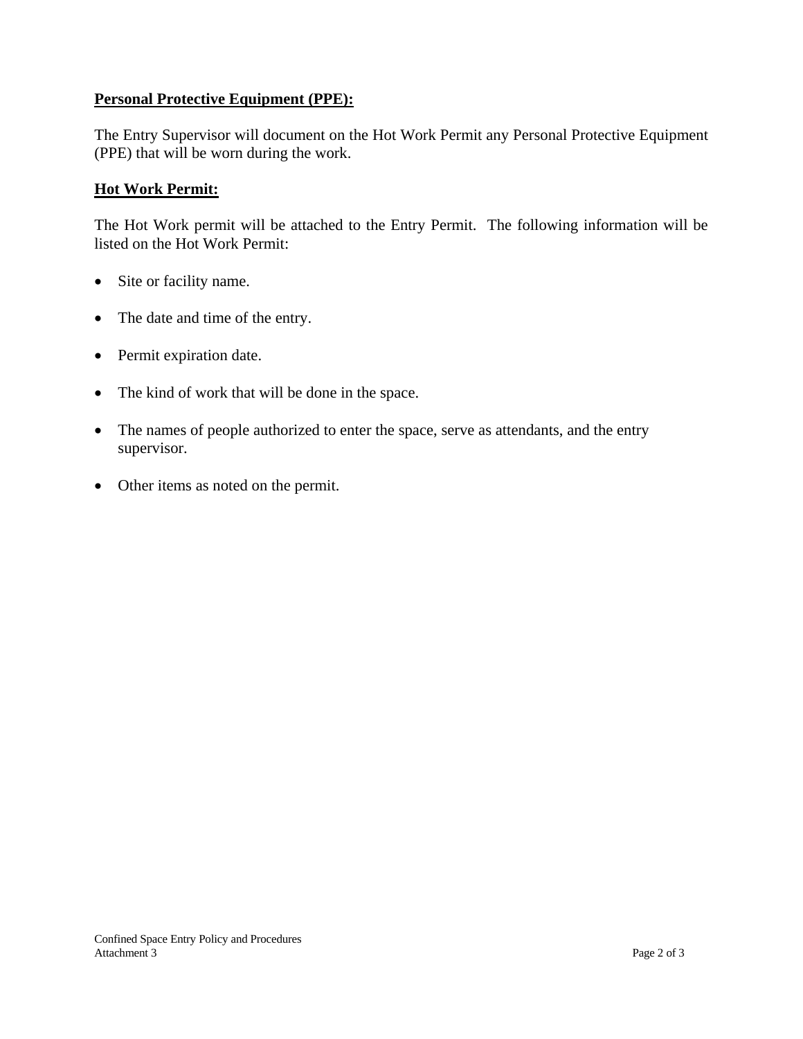**Personal Protective Equipment (PPE):**

The Entry Supervisor will document on the Hot Work Permit any Personal Protective Equipment (PPE) that will be worn during the work.

**Hot Work Permit:**

The Hot Work permit will be attached to the Entry Permit. The following information will be listed on the Hot Work Permit:

- Site or facility name.
- The date and time of the entry.
- Permit expiration date.
- The kind of work that will be done in the space.
- The names of people authorized to enter the space, serve as attendants, and the entry supervisor.
- Other items as noted on the permit.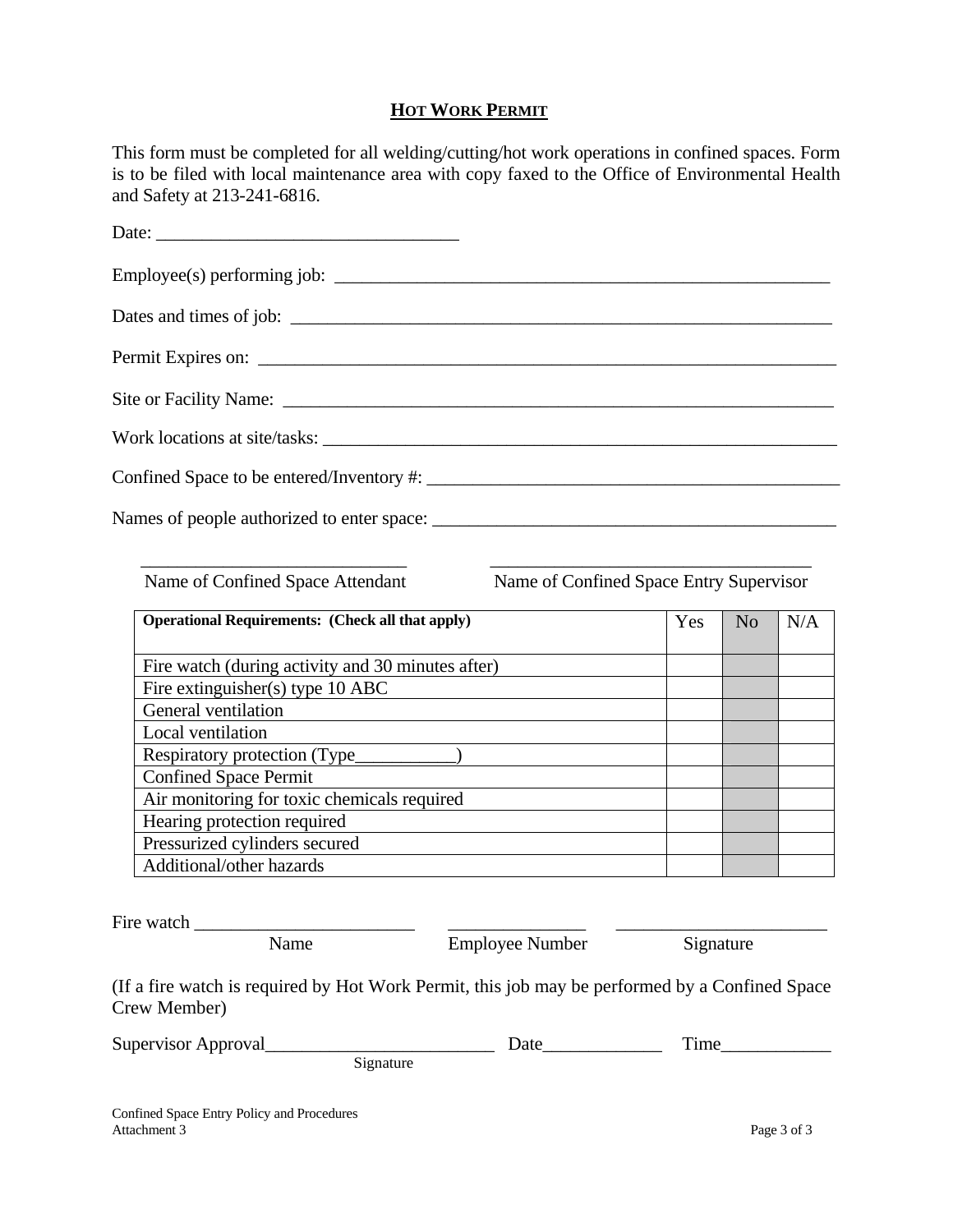# HOT WORK PERMIT

This form must be completed for all welding/cutting/hot work operations in confined spaces. Form is to be filed with local maintenance area with copy faxed to the Office of Environmental Health and Safety at 213-241-6816.

Date: ________________________________

Employee(s) performing job: ____________________________________________________

Dates and times of job: ________________________________________________________

Permit Expires on: ____________________________________________________________

Site or Facility Name: _________________________________________________________

Work locations at site/tasks: ___________________________________________________

Confined Space to be entered/Inventory #: ________________________________________

Names of people authorized to enter space: _______________________________________

____________________________ Name of Confined Space Attendant

____________________________ Name of Confined Space Entry Supervisor

| Operational Requirements: (Check all that apply) | Yes | No | N/A |
|---|---|---|---|
| Fire watch (during activity and 30 minutes after) | | | |
| Fire extinguisher(s) type 10 ABC | | | |
| General ventilation | | | |
| Local ventilation | | | |
| Respiratory protection (Type___________) | | | |
| Confined Space Permit | | | |
| Air monitoring for toxic chemicals required | | | |
| Hearing protection required | | | |
| Pressurized cylinders secured | | | |
| Additional/other hazards | | | |

Fire watch ________________________ Name &nbsp;&nbsp; _______________ Employee Number &nbsp;&nbsp; ______________________ Signature

(If a fire watch is required by Hot Work Permit, this job may be performed by a Confined Space Crew Member)

Supervisor Approval_________________________ Signature &nbsp;&nbsp; Date_____________ &nbsp;&nbsp; Time____________

Confined Space Entry Policy and Procedures
Attachment 3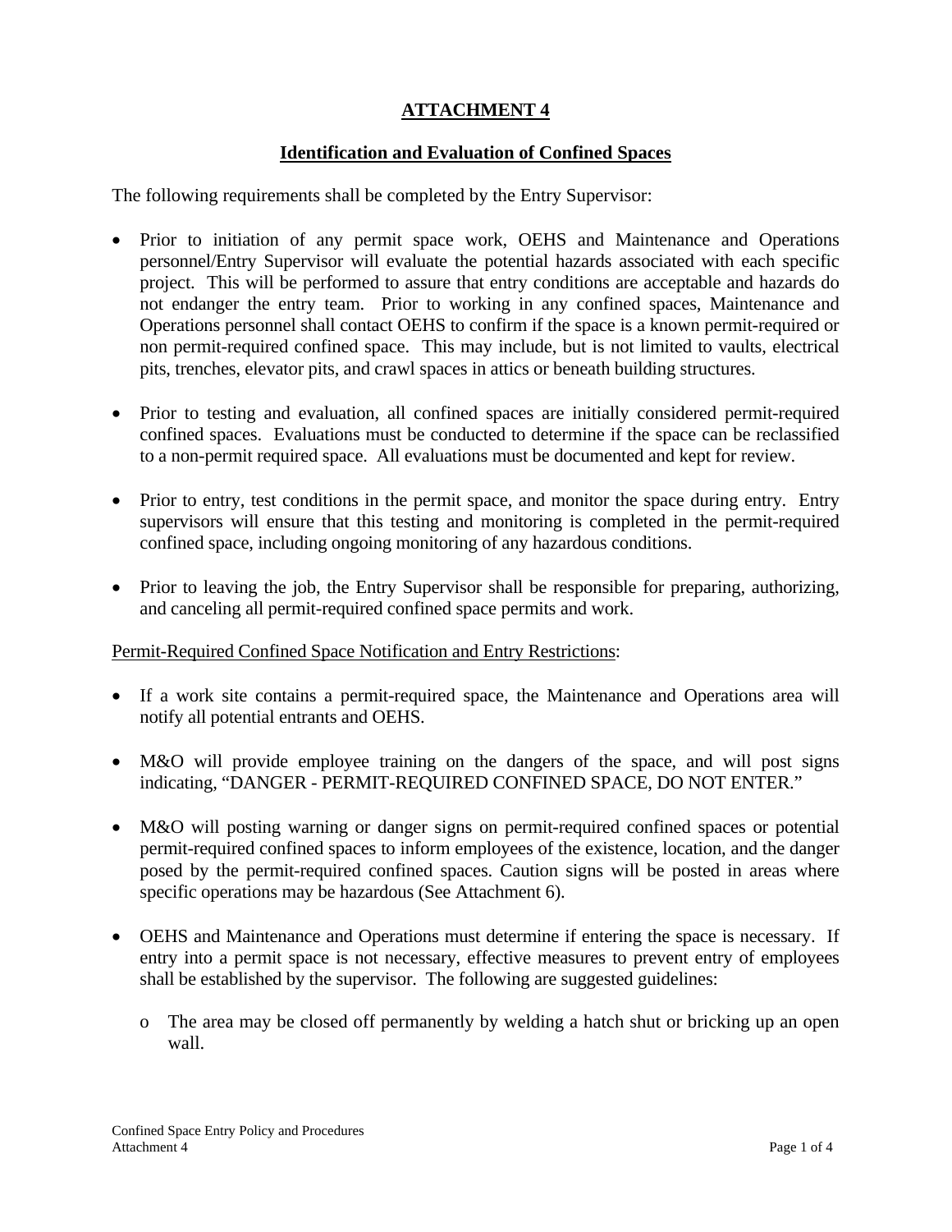# ATTACHMENT 4

## Identification and Evaluation of Confined Spaces

The following requirements shall be completed by the Entry Supervisor:

- Prior to initiation of any permit space work, OEHS and Maintenance and Operations personnel/Entry Supervisor will evaluate the potential hazards associated with each specific project. This will be performed to assure that entry conditions are acceptable and hazards do not endanger the entry team. Prior to working in any confined spaces, Maintenance and Operations personnel shall contact OEHS to confirm if the space is a known permit-required or non permit-required confined space. This may include, but is not limited to vaults, electrical pits, trenches, elevator pits, and crawl spaces in attics or beneath building structures.

- Prior to testing and evaluation, all confined spaces are initially considered permit-required confined spaces. Evaluations must be conducted to determine if the space can be reclassified to a non-permit required space. All evaluations must be documented and kept for review.

- Prior to entry, test conditions in the permit space, and monitor the space during entry. Entry supervisors will ensure that this testing and monitoring is completed in the permit-required confined space, including ongoing monitoring of any hazardous conditions.

- Prior to leaving the job, the Entry Supervisor shall be responsible for preparing, authorizing, and canceling all permit-required confined space permits and work.

Permit-Required Confined Space Notification and Entry Restrictions:

- If a work site contains a permit-required space, the Maintenance and Operations area will notify all potential entrants and OEHS.

- M&O will provide employee training on the dangers of the space, and will post signs indicating, "DANGER - PERMIT-REQUIRED CONFINED SPACE, DO NOT ENTER."

- M&O will posting warning or danger signs on permit-required confined spaces or potential permit-required confined spaces to inform employees of the existence, location, and the danger posed by the permit-required confined spaces. Caution signs will be posted in areas where specific operations may be hazardous (See Attachment 6).

- OEHS and Maintenance and Operations must determine if entering the space is necessary. If entry into a permit space is not necessary, effective measures to prevent entry of employees shall be established by the supervisor. The following are suggested guidelines:
  - The area may be closed off permanently by welding a hatch shut or bricking up an open wall.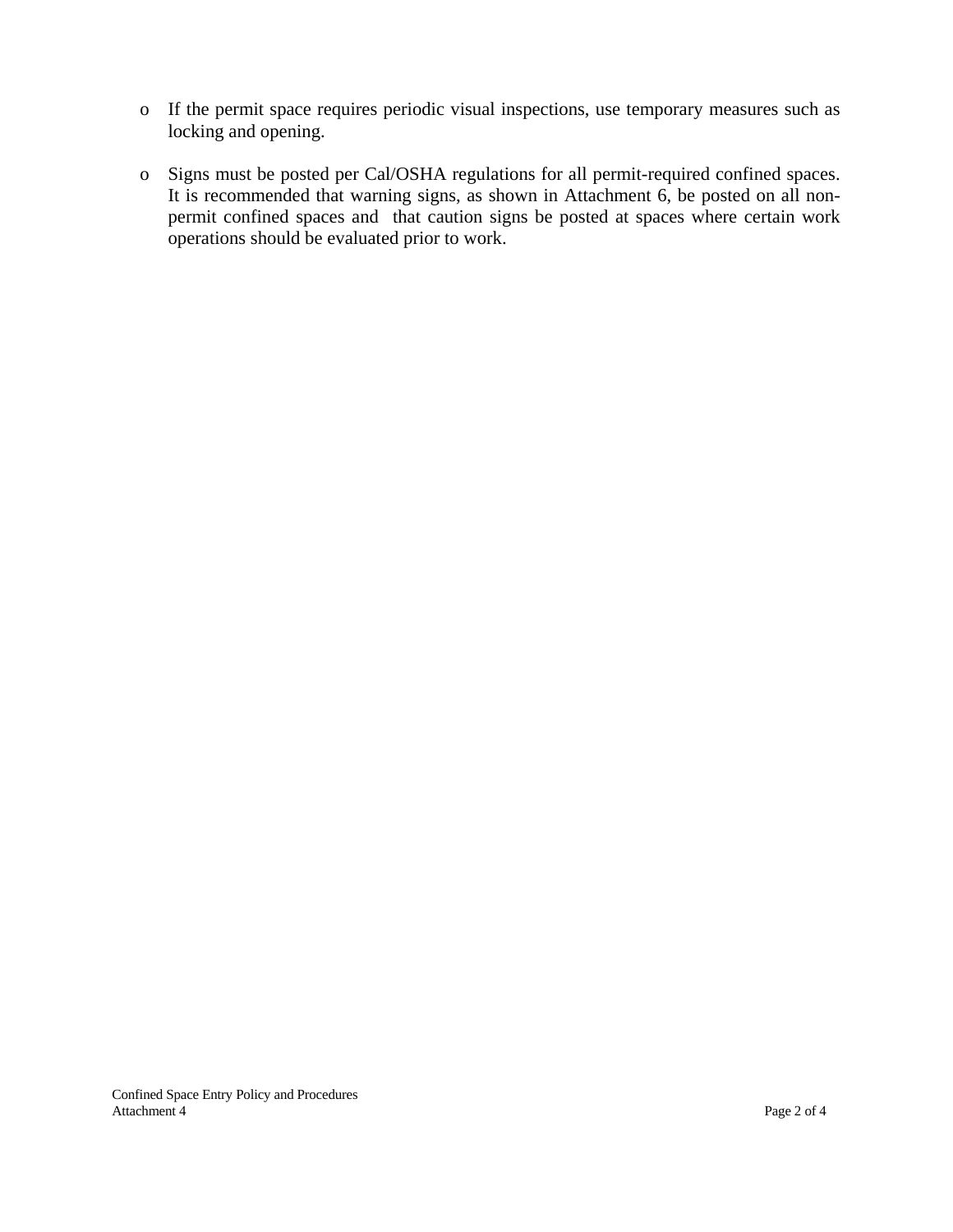- If the permit space requires periodic visual inspections, use temporary measures such as locking and opening.

- Signs must be posted per Cal/OSHA regulations for all permit-required confined spaces. It is recommended that warning signs, as shown in Attachment 6, be posted on all non-permit confined spaces and that caution signs be posted at spaces where certain work operations should be evaluated prior to work.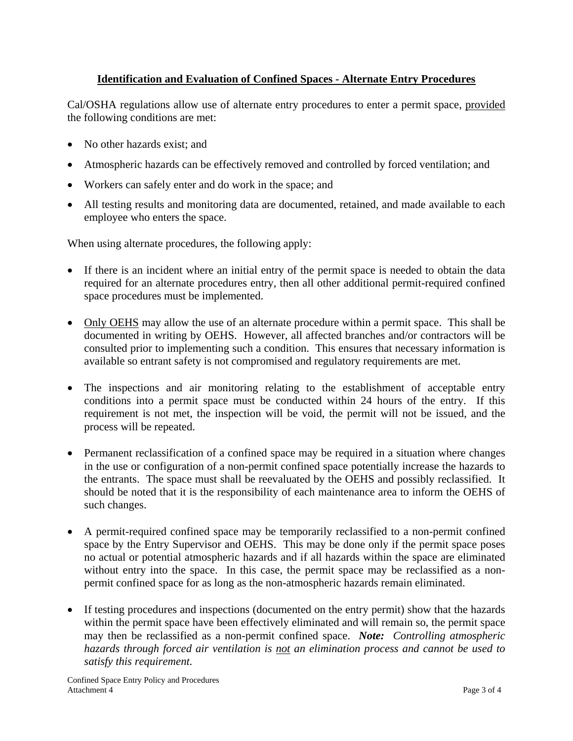## <u>Identification and Evaluation of Confined Spaces - Alternate Entry Procedures</u>

Cal/OSHA regulations allow use of alternate entry procedures to enter a permit space, <u>provided</u> the following conditions are met:

- No other hazards exist; and
- Atmospheric hazards can be effectively removed and controlled by forced ventilation; and
- Workers can safely enter and do work in the space; and
- All testing results and monitoring data are documented, retained, and made available to each employee who enters the space.

When using alternate procedures, the following apply:

- If there is an incident where an initial entry of the permit space is needed to obtain the data required for an alternate procedures entry, then all other additional permit-required confined space procedures must be implemented.

- <u>Only OEHS</u> may allow the use of an alternate procedure within a permit space. This shall be documented in writing by OEHS. However, all affected branches and/or contractors will be consulted prior to implementing such a condition. This ensures that necessary information is available so entrant safety is not compromised and regulatory requirements are met.

- The inspections and air monitoring relating to the establishment of acceptable entry conditions into a permit space must be conducted within 24 hours of the entry. If this requirement is not met, the inspection will be void, the permit will not be issued, and the process will be repeated.

- Permanent reclassification of a confined space may be required in a situation where changes in the use or configuration of a non-permit confined space potentially increase the hazards to the entrants. The space must shall be reevaluated by the OEHS and possibly reclassified. It should be noted that it is the responsibility of each maintenance area to inform the OEHS of such changes.

- A permit-required confined space may be temporarily reclassified to a non-permit confined space by the Entry Supervisor and OEHS. This may be done only if the permit space poses no actual or potential atmospheric hazards and if all hazards within the space are eliminated without entry into the space. In this case, the permit space may be reclassified as a non-permit confined space for as long as the non-atmospheric hazards remain eliminated.

- If testing procedures and inspections (documented on the entry permit) show that the hazards within the permit space have been effectively eliminated and will remain so, the permit space may then be reclassified as a non-permit confined space. ***Note:*** *Controlling atmospheric hazards through forced air ventilation is <u>not</u> an elimination process and cannot be used to satisfy this requirement.*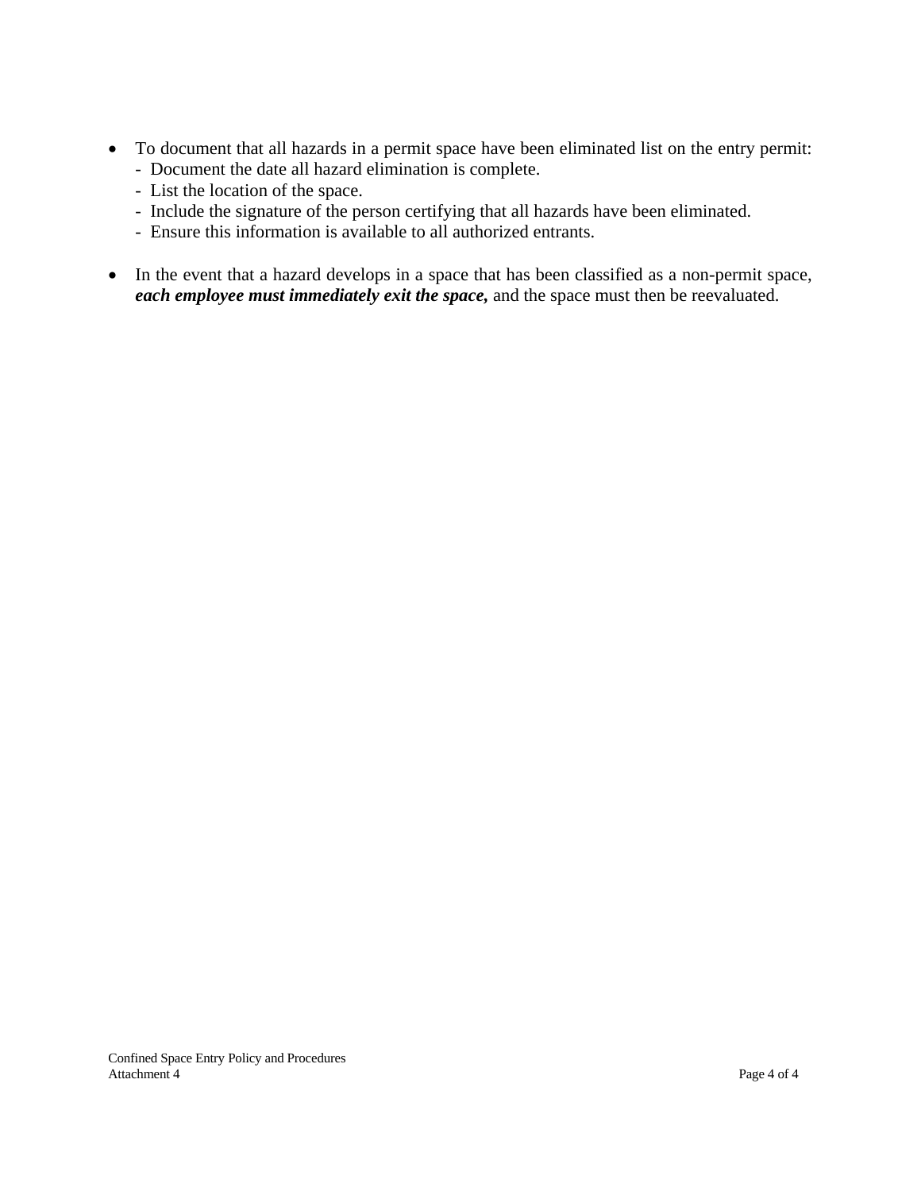- To document that all hazards in a permit space have been eliminated list on the entry permit:
  - Document the date all hazard elimination is complete.
  - List the location of the space.
  - Include the signature of the person certifying that all hazards have been eliminated.
  - Ensure this information is available to all authorized entrants.

- In the event that a hazard develops in a space that has been classified as a non-permit space, ***each employee must immediately exit the space,*** and the space must then be reevaluated.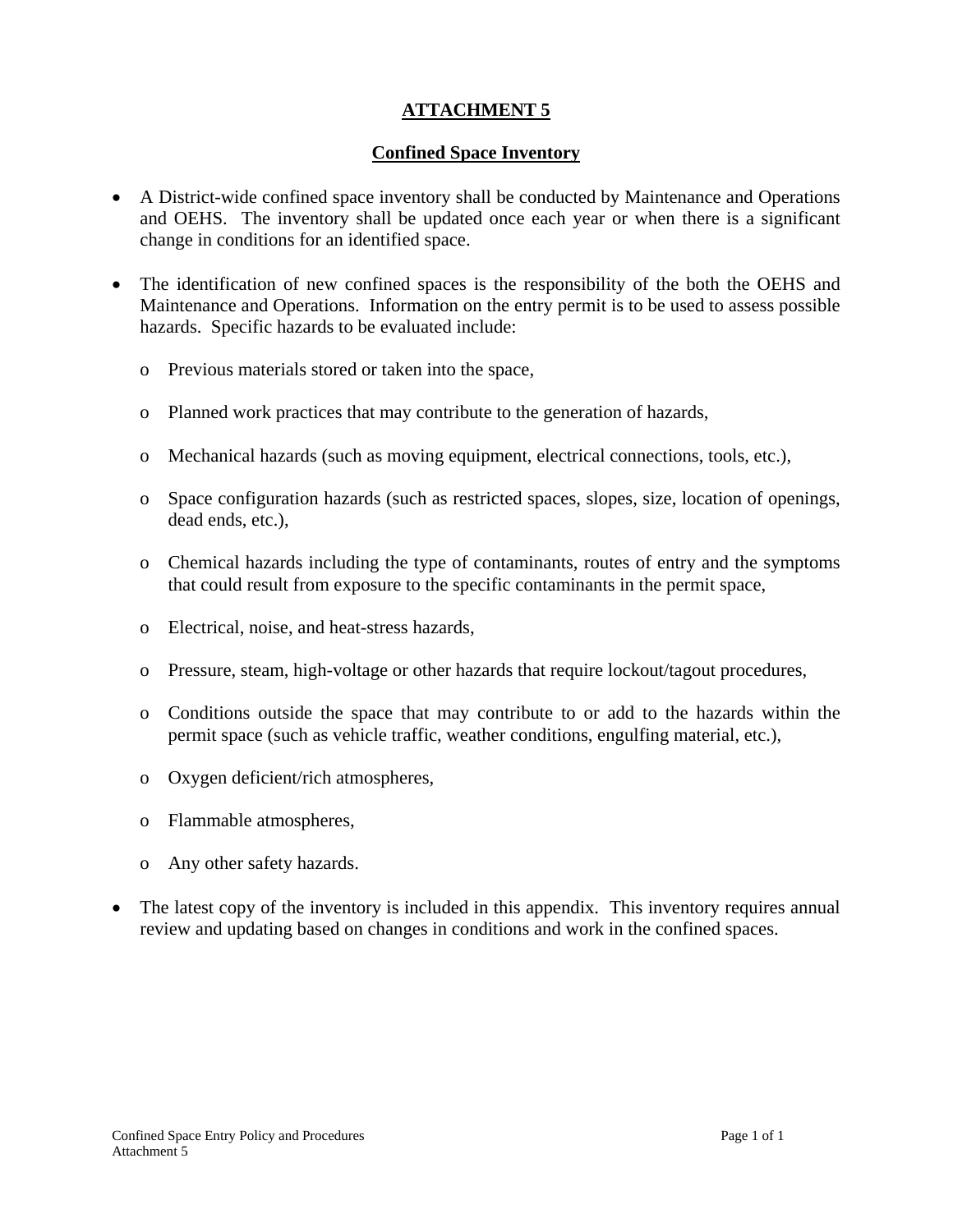# ATTACHMENT 5

## Confined Space Inventory

- A District-wide confined space inventory shall be conducted by Maintenance and Operations and OEHS. The inventory shall be updated once each year or when there is a significant change in conditions for an identified space.

- The identification of new confined spaces is the responsibility of the both the OEHS and Maintenance and Operations. Information on the entry permit is to be used to assess possible hazards. Specific hazards to be evaluated include:

  - Previous materials stored or taken into the space,
  - Planned work practices that may contribute to the generation of hazards,
  - Mechanical hazards (such as moving equipment, electrical connections, tools, etc.),
  - Space configuration hazards (such as restricted spaces, slopes, size, location of openings, dead ends, etc.),
  - Chemical hazards including the type of contaminants, routes of entry and the symptoms that could result from exposure to the specific contaminants in the permit space,
  - Electrical, noise, and heat-stress hazards,
  - Pressure, steam, high-voltage or other hazards that require lockout/tagout procedures,
  - Conditions outside the space that may contribute to or add to the hazards within the permit space (such as vehicle traffic, weather conditions, engulfing material, etc.),
  - Oxygen deficient/rich atmospheres,
  - Flammable atmospheres,
  - Any other safety hazards.

- The latest copy of the inventory is included in this appendix. This inventory requires annual review and updating based on changes in conditions and work in the confined spaces.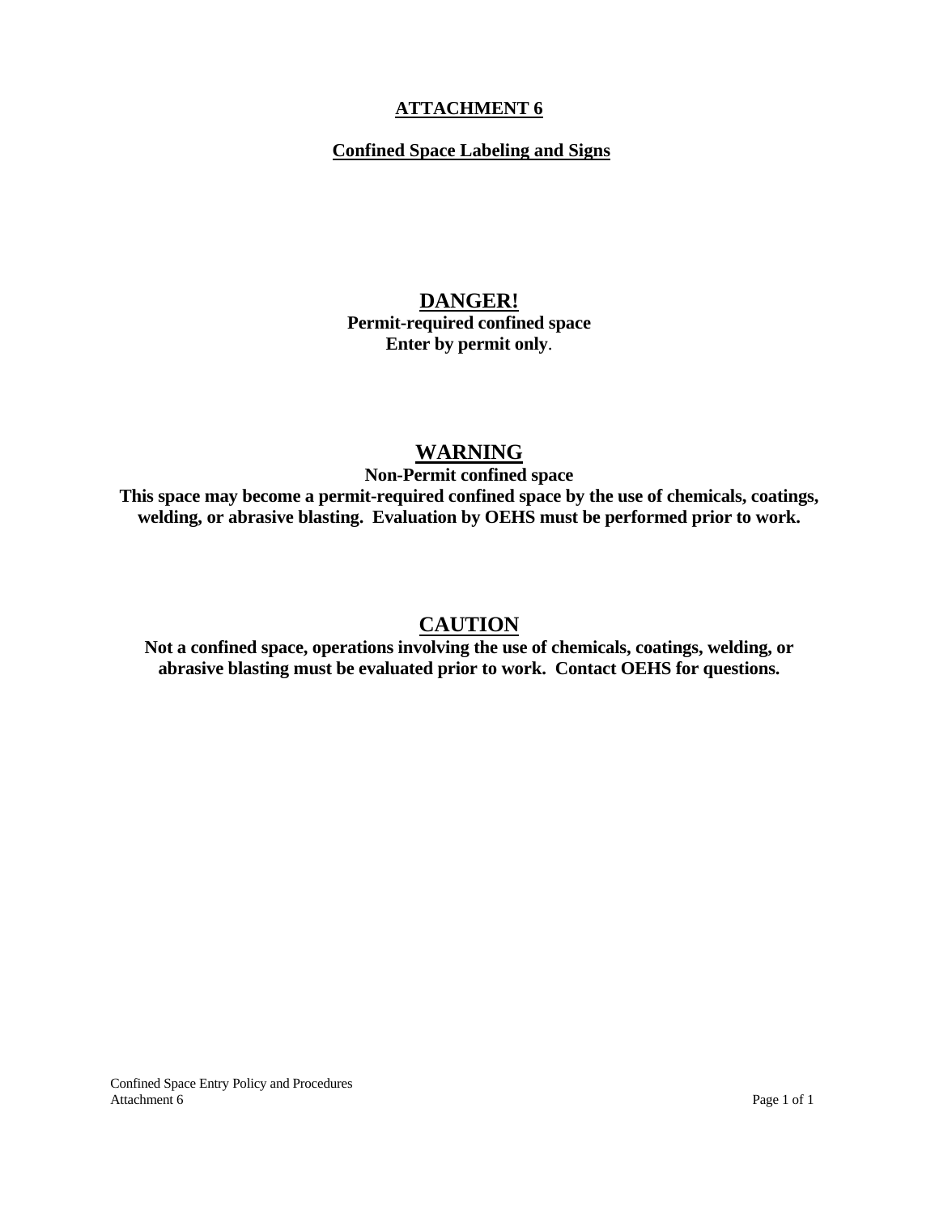# ATTACHMENT 6

## Confined Space Labeling and Signs

**DANGER!**

**Permit-required confined space**
**Enter by permit only**.

**WARNING**

**Non-Permit confined space**
**This space may become a permit-required confined space by the use of chemicals, coatings, welding, or abrasive blasting. Evaluation by OEHS must be performed prior to work.**

**CAUTION**

**Not a confined space, operations involving the use of chemicals, coatings, welding, or abrasive blasting must be evaluated prior to work. Contact OEHS for questions.**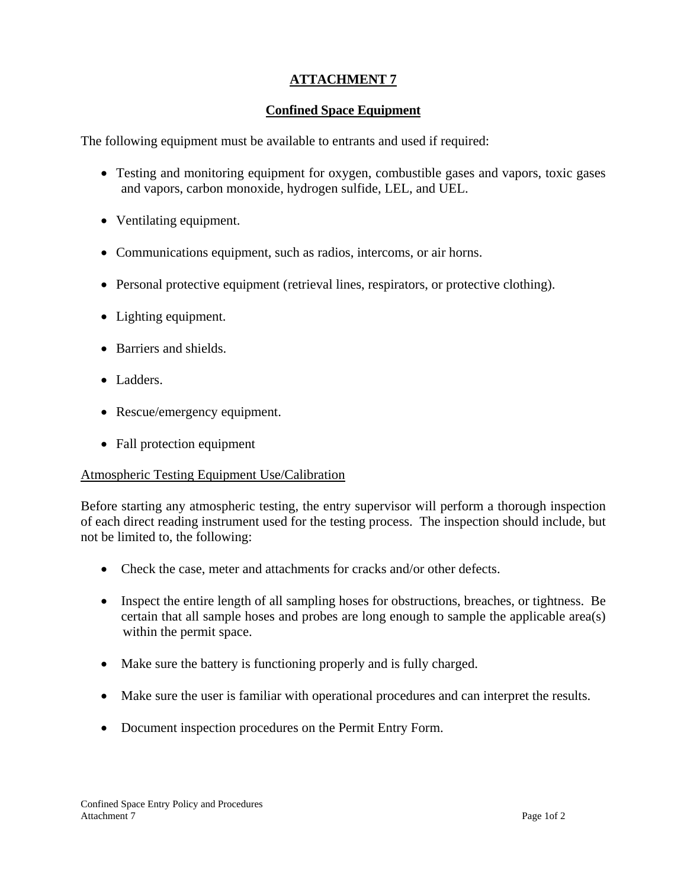# ATTACHMENT 7

## Confined Space Equipment

The following equipment must be available to entrants and used if required:

- Testing and monitoring equipment for oxygen, combustible gases and vapors, toxic gases and vapors, carbon monoxide, hydrogen sulfide, LEL, and UEL.
- Ventilating equipment.
- Communications equipment, such as radios, intercoms, or air horns.
- Personal protective equipment (retrieval lines, respirators, or protective clothing).
- Lighting equipment.
- Barriers and shields.
- Ladders.
- Rescue/emergency equipment.
- Fall protection equipment

### Atmospheric Testing Equipment Use/Calibration

Before starting any atmospheric testing, the entry supervisor will perform a thorough inspection of each direct reading instrument used for the testing process. The inspection should include, but not be limited to, the following:

- Check the case, meter and attachments for cracks and/or other defects.
- Inspect the entire length of all sampling hoses for obstructions, breaches, or tightness. Be certain that all sample hoses and probes are long enough to sample the applicable area(s) within the permit space.
- Make sure the battery is functioning properly and is fully charged.
- Make sure the user is familiar with operational procedures and can interpret the results.
- Document inspection procedures on the Permit Entry Form.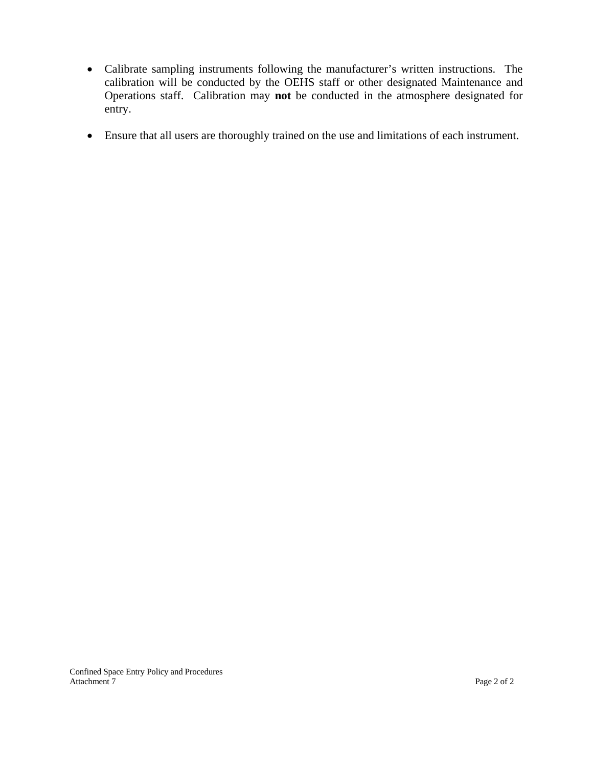- Calibrate sampling instruments following the manufacturer's written instructions. The calibration will be conducted by the OEHS staff or other designated Maintenance and Operations staff. Calibration may **not** be conducted in the atmosphere designated for entry.

- Ensure that all users are thoroughly trained on the use and limitations of each instrument.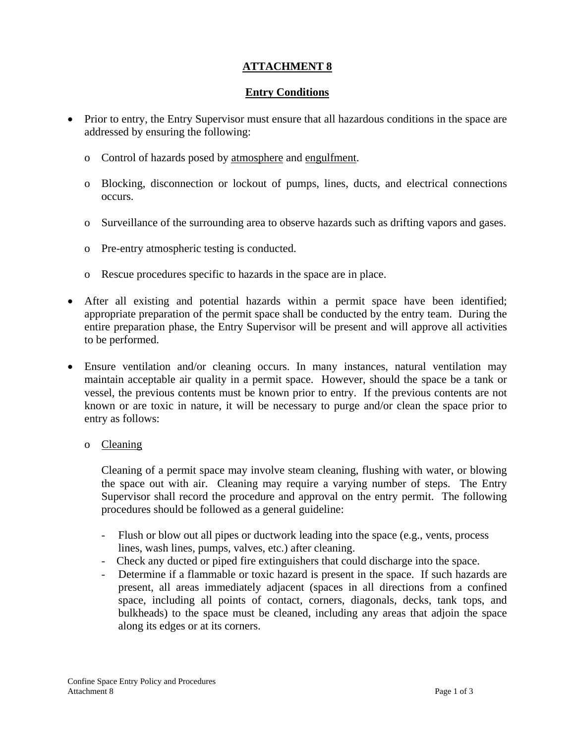# ATTACHMENT 8

## Entry Conditions

- Prior to entry, the Entry Supervisor must ensure that all hazardous conditions in the space are addressed by ensuring the following:
  - Control of hazards posed by atmosphere and engulfment.
  - Blocking, disconnection or lockout of pumps, lines, ducts, and electrical connections occurs.
  - Surveillance of the surrounding area to observe hazards such as drifting vapors and gases.
  - Pre-entry atmospheric testing is conducted.
  - Rescue procedures specific to hazards in the space are in place.
- After all existing and potential hazards within a permit space have been identified; appropriate preparation of the permit space shall be conducted by the entry team. During the entire preparation phase, the Entry Supervisor will be present and will approve all activities to be performed.
- Ensure ventilation and/or cleaning occurs. In many instances, natural ventilation may maintain acceptable air quality in a permit space. However, should the space be a tank or vessel, the previous contents must be known prior to entry. If the previous contents are not known or are toxic in nature, it will be necessary to purge and/or clean the space prior to entry as follows:
  - Cleaning

    Cleaning of a permit space may involve steam cleaning, flushing with water, or blowing the space out with air. Cleaning may require a varying number of steps. The Entry Supervisor shall record the procedure and approval on the entry permit. The following procedures should be followed as a general guideline:

    - Flush or blow out all pipes or ductwork leading into the space (e.g., vents, process lines, wash lines, pumps, valves, etc.) after cleaning.
    - Check any ducted or piped fire extinguishers that could discharge into the space.
    - Determine if a flammable or toxic hazard is present in the space. If such hazards are present, all areas immediately adjacent (spaces in all directions from a confined space, including all points of contact, corners, diagonals, decks, tank tops, and bulkheads) to the space must be cleaned, including any areas that adjoin the space along its edges or at its corners.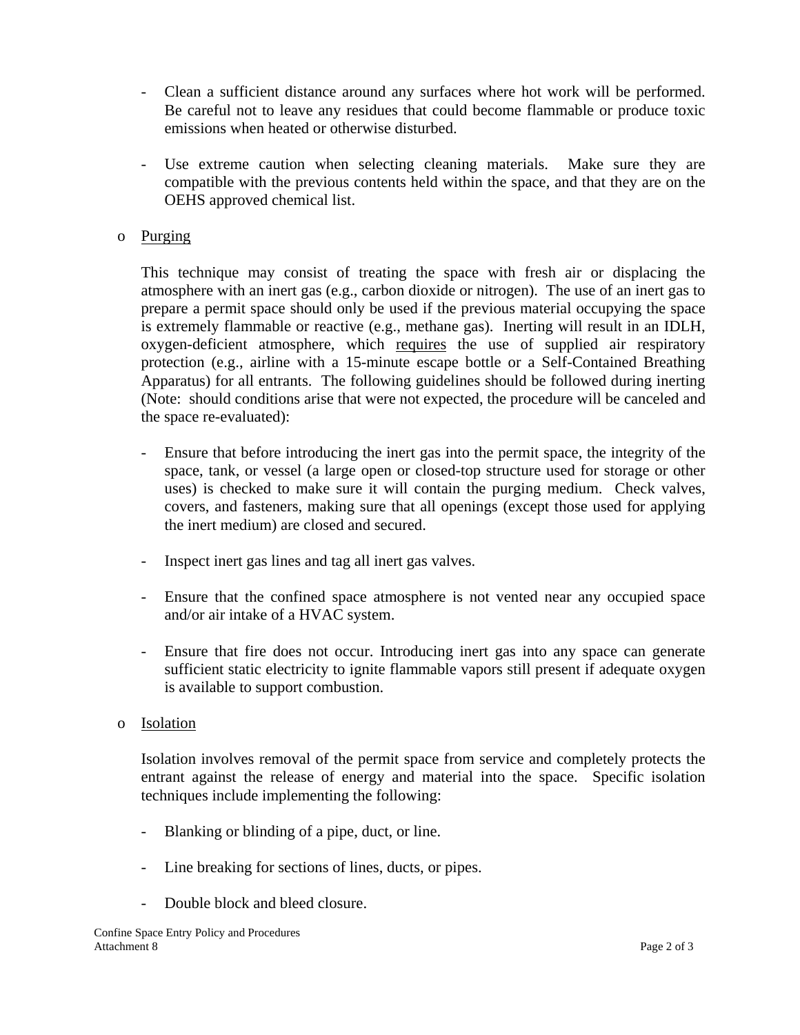- Clean a sufficient distance around any surfaces where hot work will be performed. Be careful not to leave any residues that could become flammable or produce toxic emissions when heated or otherwise disturbed.

- Use extreme caution when selecting cleaning materials. Make sure they are compatible with the previous contents held within the space, and that they are on the OEHS approved chemical list.

- Purging

  This technique may consist of treating the space with fresh air or displacing the atmosphere with an inert gas (e.g., carbon dioxide or nitrogen). The use of an inert gas to prepare a permit space should only be used if the previous material occupying the space is extremely flammable or reactive (e.g., methane gas). Inerting will result in an IDLH, oxygen-deficient atmosphere, which requires the use of supplied air respiratory protection (e.g., airline with a 15-minute escape bottle or a Self-Contained Breathing Apparatus) for all entrants. The following guidelines should be followed during inerting (Note: should conditions arise that were not expected, the procedure will be canceled and the space re-evaluated):

  - Ensure that before introducing the inert gas into the permit space, the integrity of the space, tank, or vessel (a large open or closed-top structure used for storage or other uses) is checked to make sure it will contain the purging medium. Check valves, covers, and fasteners, making sure that all openings (except those used for applying the inert medium) are closed and secured.

  - Inspect inert gas lines and tag all inert gas valves.

  - Ensure that the confined space atmosphere is not vented near any occupied space and/or air intake of a HVAC system.

  - Ensure that fire does not occur. Introducing inert gas into any space can generate sufficient static electricity to ignite flammable vapors still present if adequate oxygen is available to support combustion.

- Isolation

  Isolation involves removal of the permit space from service and completely protects the entrant against the release of energy and material into the space. Specific isolation techniques include implementing the following:

  - Blanking or blinding of a pipe, duct, or line.

  - Line breaking for sections of lines, ducts, or pipes.

  - Double block and bleed closure.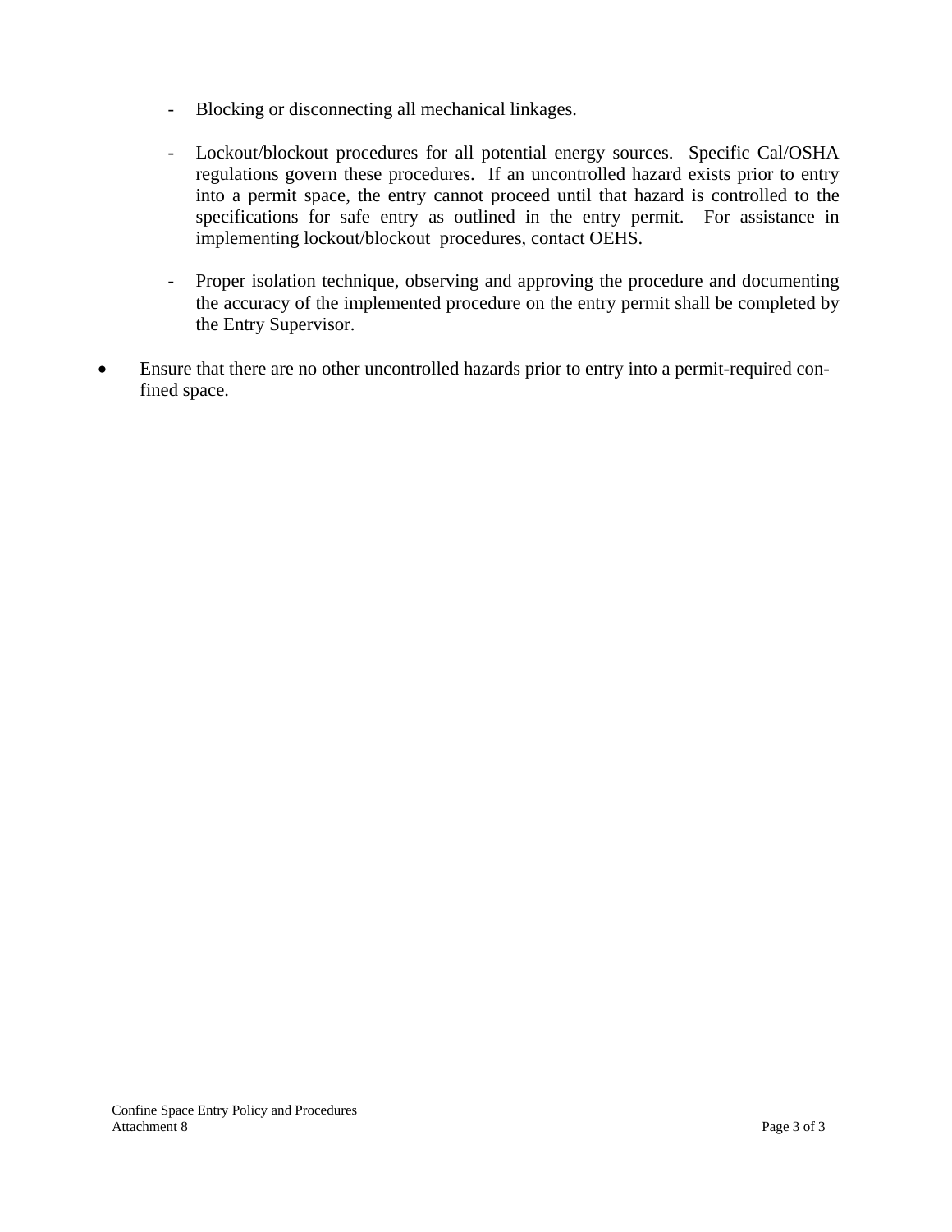- Blocking or disconnecting all mechanical linkages.

  - Lockout/blockout procedures for all potential energy sources. Specific Cal/OSHA regulations govern these procedures. If an uncontrolled hazard exists prior to entry into a permit space, the entry cannot proceed until that hazard is controlled to the specifications for safe entry as outlined in the entry permit. For assistance in implementing lockout/blockout procedures, contact OEHS.

  - Proper isolation technique, observing and approving the procedure and documenting the accuracy of the implemented procedure on the entry permit shall be completed by the Entry Supervisor.

- Ensure that there are no other uncontrolled hazards prior to entry into a permit-required confined space.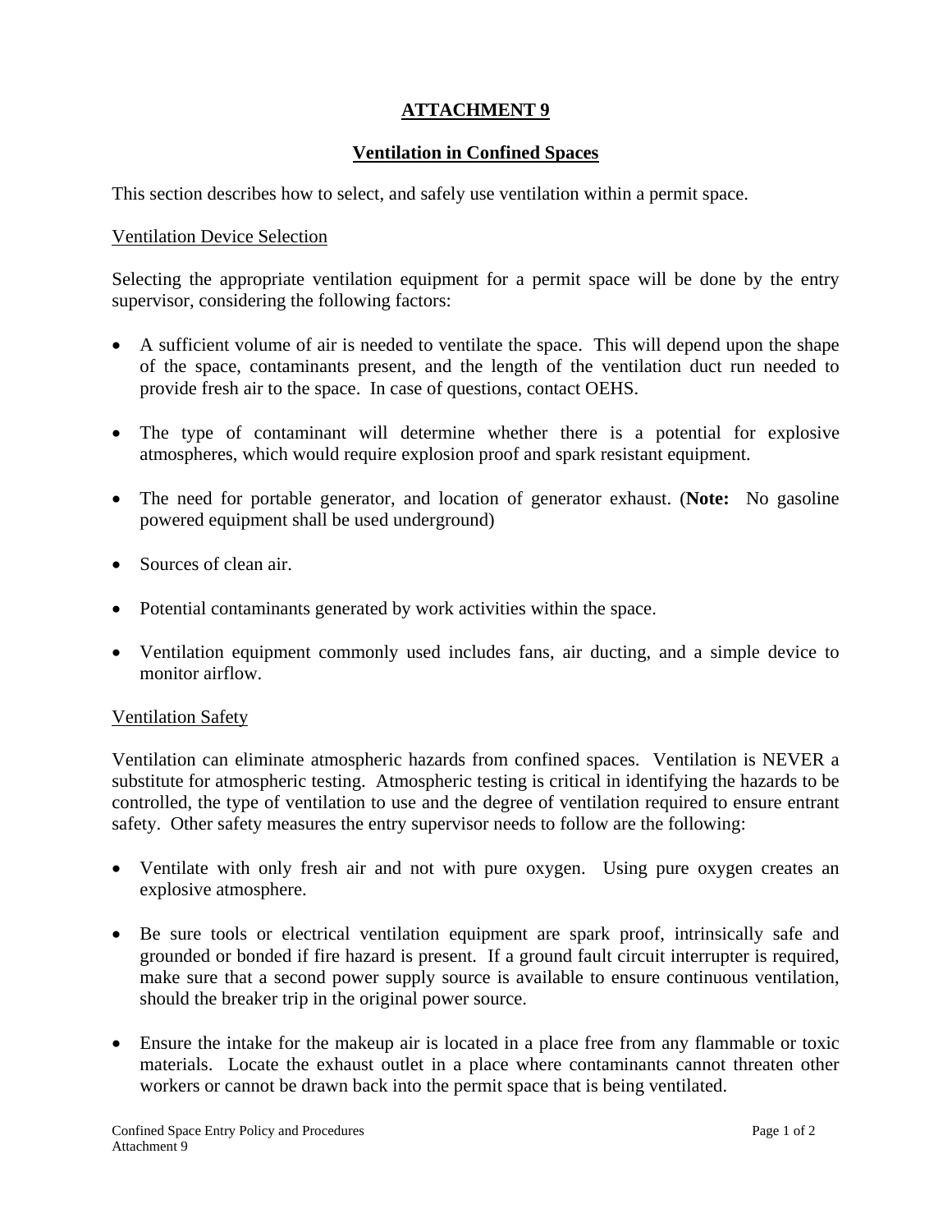# ATTACHMENT 9

## Ventilation in Confined Spaces

This section describes how to select, and safely use ventilation within a permit space.

### Ventilation Device Selection

Selecting the appropriate ventilation equipment for a permit space will be done by the entry supervisor, considering the following factors:

- A sufficient volume of air is needed to ventilate the space. This will depend upon the shape of the space, contaminants present, and the length of the ventilation duct run needed to provide fresh air to the space. In case of questions, contact OEHS.
- The type of contaminant will determine whether there is a potential for explosive atmospheres, which would require explosion proof and spark resistant equipment.
- The need for portable generator, and location of generator exhaust. (**Note:** No gasoline powered equipment shall be used underground)
- Sources of clean air.
- Potential contaminants generated by work activities within the space.
- Ventilation equipment commonly used includes fans, air ducting, and a simple device to monitor airflow.

### Ventilation Safety

Ventilation can eliminate atmospheric hazards from confined spaces. Ventilation is NEVER a substitute for atmospheric testing. Atmospheric testing is critical in identifying the hazards to be controlled, the type of ventilation to use and the degree of ventilation required to ensure entrant safety. Other safety measures the entry supervisor needs to follow are the following:

- Ventilate with only fresh air and not with pure oxygen. Using pure oxygen creates an explosive atmosphere.
- Be sure tools or electrical ventilation equipment are spark proof, intrinsically safe and grounded or bonded if fire hazard is present. If a ground fault circuit interrupter is required, make sure that a second power supply source is available to ensure continuous ventilation, should the breaker trip in the original power source.
- Ensure the intake for the makeup air is located in a place free from any flammable or toxic materials. Locate the exhaust outlet in a place where contaminants cannot threaten other workers or cannot be drawn back into the permit space that is being ventilated.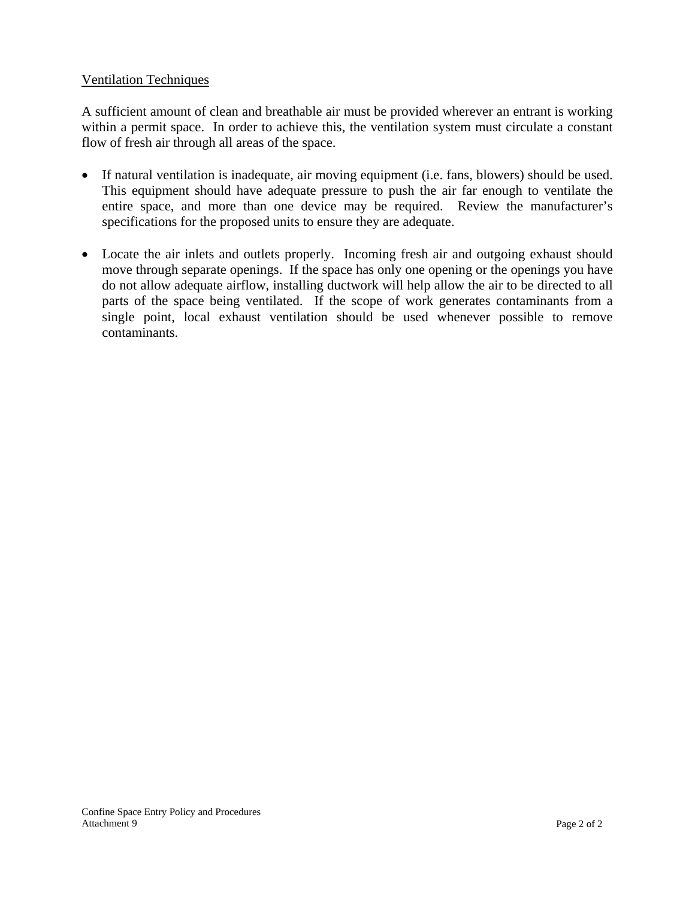## Ventilation Techniques

A sufficient amount of clean and breathable air must be provided wherever an entrant is working within a permit space. In order to achieve this, the ventilation system must circulate a constant flow of fresh air through all areas of the space.

- If natural ventilation is inadequate, air moving equipment (i.e. fans, blowers) should be used. This equipment should have adequate pressure to push the air far enough to ventilate the entire space, and more than one device may be required. Review the manufacturer's specifications for the proposed units to ensure they are adequate.

- Locate the air inlets and outlets properly. Incoming fresh air and outgoing exhaust should move through separate openings. If the space has only one opening or the openings you have do not allow adequate airflow, installing ductwork will help allow the air to be directed to all parts of the space being ventilated. If the scope of work generates contaminants from a single point, local exhaust ventilation should be used whenever possible to remove contaminants.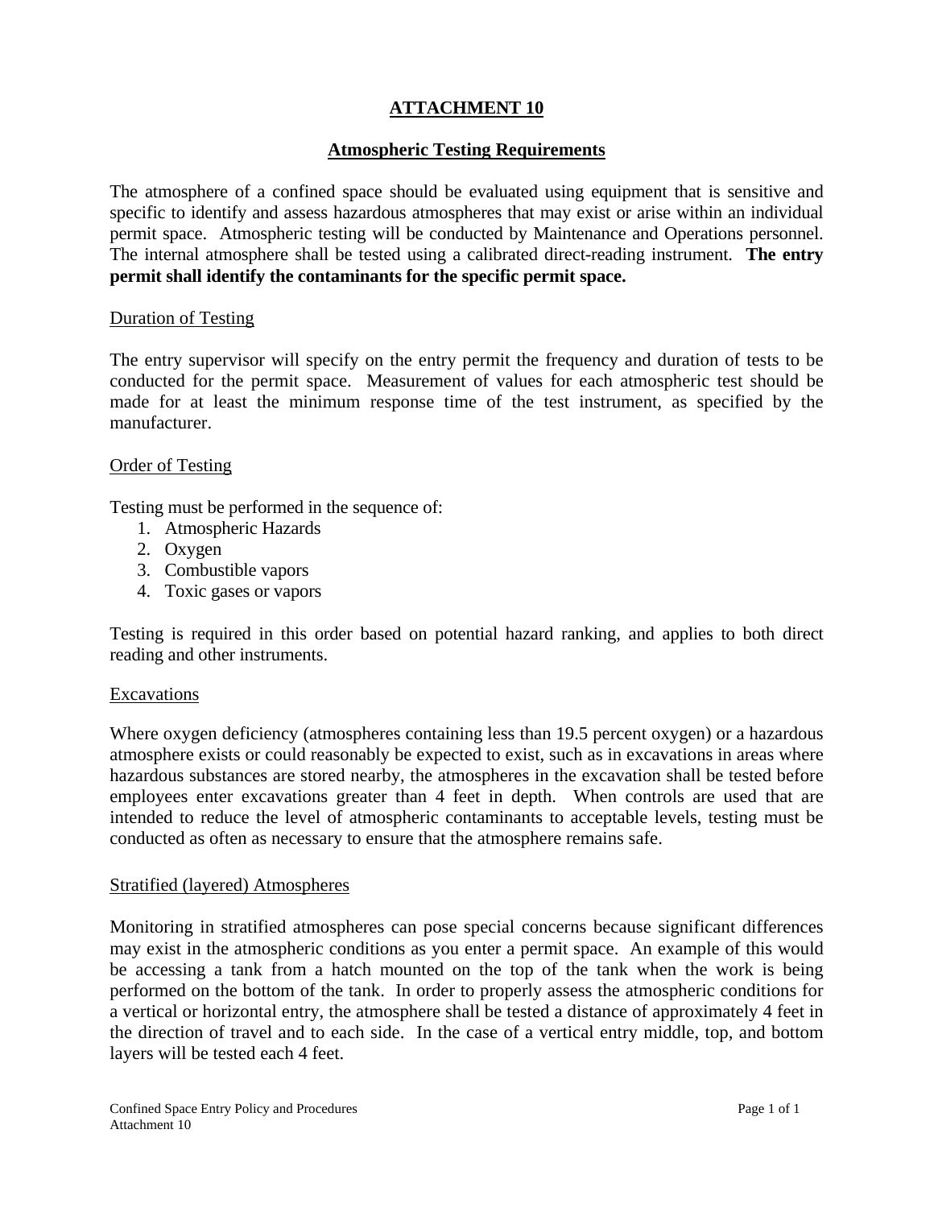# ATTACHMENT 10

## Atmospheric Testing Requirements

The atmosphere of a confined space should be evaluated using equipment that is sensitive and specific to identify and assess hazardous atmospheres that may exist or arise within an individual permit space. Atmospheric testing will be conducted by Maintenance and Operations personnel. The internal atmosphere shall be tested using a calibrated direct-reading instrument. **The entry permit shall identify the contaminants for the specific permit space.**

### Duration of Testing

The entry supervisor will specify on the entry permit the frequency and duration of tests to be conducted for the permit space. Measurement of values for each atmospheric test should be made for at least the minimum response time of the test instrument, as specified by the manufacturer.

### Order of Testing

Testing must be performed in the sequence of:

1. Atmospheric Hazards
2. Oxygen
3. Combustible vapors
4. Toxic gases or vapors

Testing is required in this order based on potential hazard ranking, and applies to both direct reading and other instruments.

### Excavations

Where oxygen deficiency (atmospheres containing less than 19.5 percent oxygen) or a hazardous atmosphere exists or could reasonably be expected to exist, such as in excavations in areas where hazardous substances are stored nearby, the atmospheres in the excavation shall be tested before employees enter excavations greater than 4 feet in depth. When controls are used that are intended to reduce the level of atmospheric contaminants to acceptable levels, testing must be conducted as often as necessary to ensure that the atmosphere remains safe.

### Stratified (layered) Atmospheres

Monitoring in stratified atmospheres can pose special concerns because significant differences may exist in the atmospheric conditions as you enter a permit space. An example of this would be accessing a tank from a hatch mounted on the top of the tank when the work is being performed on the bottom of the tank. In order to properly assess the atmospheric conditions for a vertical or horizontal entry, the atmosphere shall be tested a distance of approximately 4 feet in the direction of travel and to each side. In the case of a vertical entry middle, top, and bottom layers will be tested each 4 feet.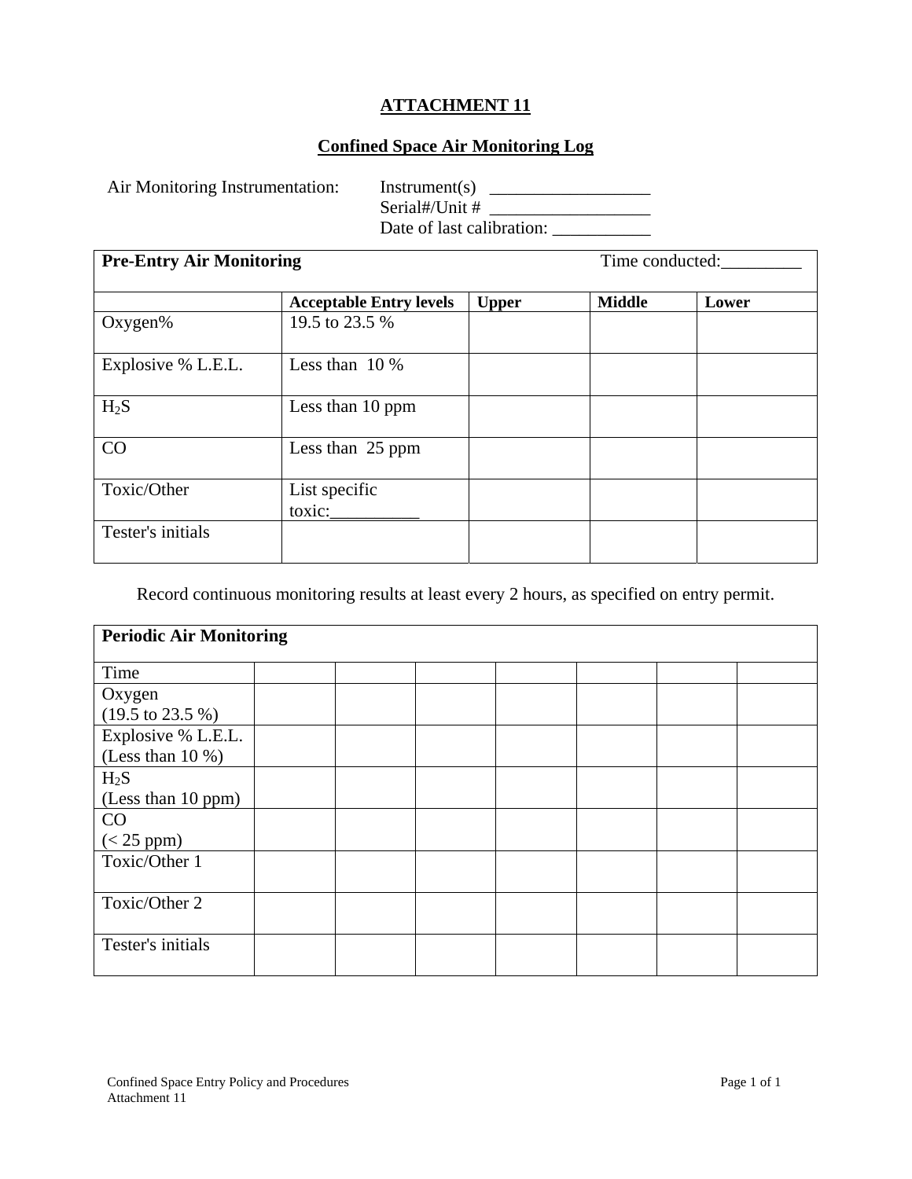## ATTACHMENT 11

## Confined Space Air Monitoring Log

Air Monitoring Instrumentation: Instrument(s) __________________
Serial#/Unit # __________________
Date of last calibration: ___________

| **Pre-Entry Air Monitoring** | | Time conducted:_________ | | |
|---|---|---|---|---|
| | **Acceptable Entry levels** | **Upper** | **Middle** | **Lower** |
| Oxygen% | 19.5 to 23.5 % | | | |
| Explosive % L.E.L. | Less than 10 % | | | |
| $H_2S$ | Less than 10 ppm | | | |
| CO | Less than 25 ppm | | | |
| Toxic/Other | List specific toxic:__________ | | | |
| Tester's initials | | | | |

Record continuous monitoring results at least every 2 hours, as specified on entry permit.

| **Periodic Air Monitoring** | | | | | | | |
|---|---|---|---|---|---|---|---|
| Time | | | | | | | |
| Oxygen (19.5 to 23.5 %) | | | | | | | |
| Explosive % L.E.L. (Less than 10 %) | | | | | | | |
| $H_2S$ (Less than 10 ppm) | | | | | | | |
| CO (< 25 ppm) | | | | | | | |
| Toxic/Other 1 | | | | | | | |
| Toxic/Other 2 | | | | | | | |
| Tester's initials | | | | | | | |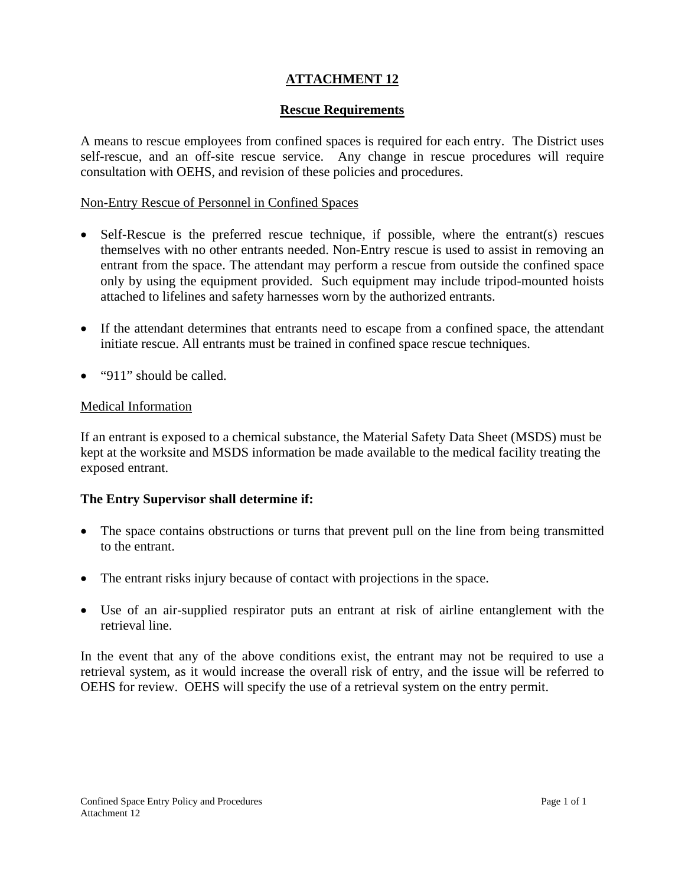# ATTACHMENT 12

## Rescue Requirements

A means to rescue employees from confined spaces is required for each entry. The District uses self-rescue, and an off-site rescue service. Any change in rescue procedures will require consultation with OEHS, and revision of these policies and procedures.

Non-Entry Rescue of Personnel in Confined Spaces

- Self-Rescue is the preferred rescue technique, if possible, where the entrant(s) rescues themselves with no other entrants needed. Non-Entry rescue is used to assist in removing an entrant from the space. The attendant may perform a rescue from outside the confined space only by using the equipment provided. Such equipment may include tripod-mounted hoists attached to lifelines and safety harnesses worn by the authorized entrants.

- If the attendant determines that entrants need to escape from a confined space, the attendant initiate rescue. All entrants must be trained in confined space rescue techniques.

- "911" should be called.

Medical Information

If an entrant is exposed to a chemical substance, the Material Safety Data Sheet (MSDS) must be kept at the worksite and MSDS information be made available to the medical facility treating the exposed entrant.

**The Entry Supervisor shall determine if:**

- The space contains obstructions or turns that prevent pull on the line from being transmitted to the entrant.

- The entrant risks injury because of contact with projections in the space.

- Use of an air-supplied respirator puts an entrant at risk of airline entanglement with the retrieval line.

In the event that any of the above conditions exist, the entrant may not be required to use a retrieval system, as it would increase the overall risk of entry, and the issue will be referred to OEHS for review. OEHS will specify the use of a retrieval system on the entry permit.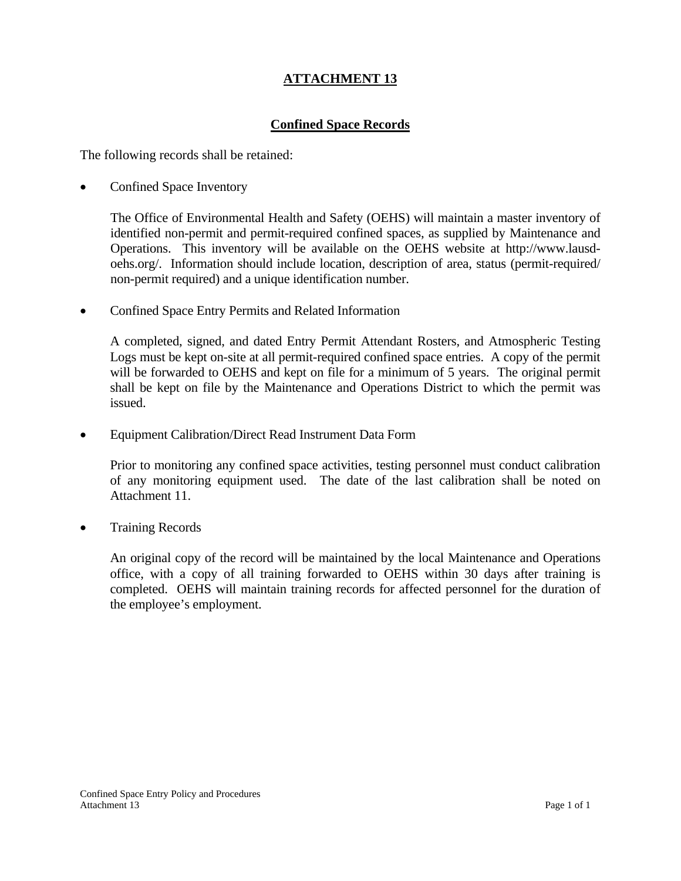# ATTACHMENT 13

## Confined Space Records

The following records shall be retained:

- Confined Space Inventory

  The Office of Environmental Health and Safety (OEHS) will maintain a master inventory of identified non-permit and permit-required confined spaces, as supplied by Maintenance and Operations. This inventory will be available on the OEHS website at http://www.lausd-oehs.org/. Information should include location, description of area, status (permit-required/ non-permit required) and a unique identification number.

- Confined Space Entry Permits and Related Information

  A completed, signed, and dated Entry Permit Attendant Rosters, and Atmospheric Testing Logs must be kept on-site at all permit-required confined space entries. A copy of the permit will be forwarded to OEHS and kept on file for a minimum of 5 years. The original permit shall be kept on file by the Maintenance and Operations District to which the permit was issued.

- Equipment Calibration/Direct Read Instrument Data Form

  Prior to monitoring any confined space activities, testing personnel must conduct calibration of any monitoring equipment used. The date of the last calibration shall be noted on Attachment 11.

- Training Records

  An original copy of the record will be maintained by the local Maintenance and Operations office, with a copy of all training forwarded to OEHS within 30 days after training is completed. OEHS will maintain training records for affected personnel for the duration of the employee's employment.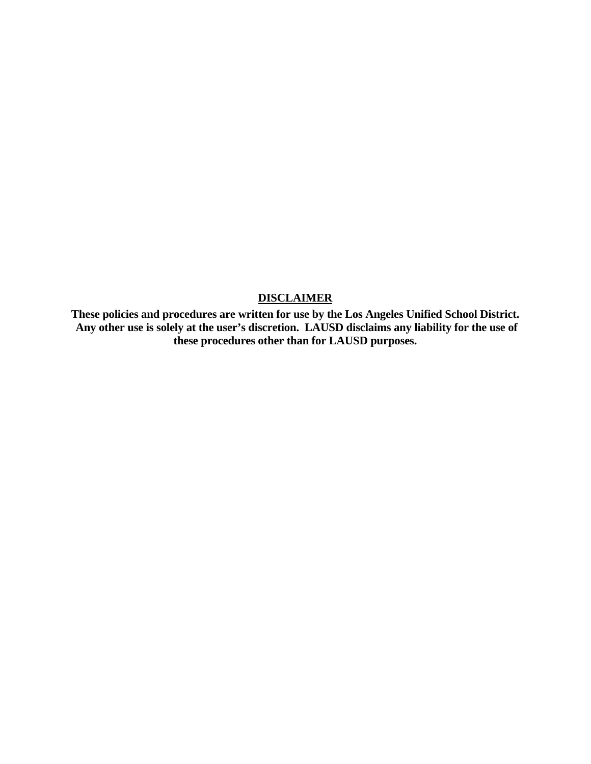**<u>DISCLAIMER</u>**

**These policies and procedures are written for use by the Los Angeles Unified School District. Any other use is solely at the user's discretion. LAUSD disclaims any liability for the use of these procedures other than for LAUSD purposes.**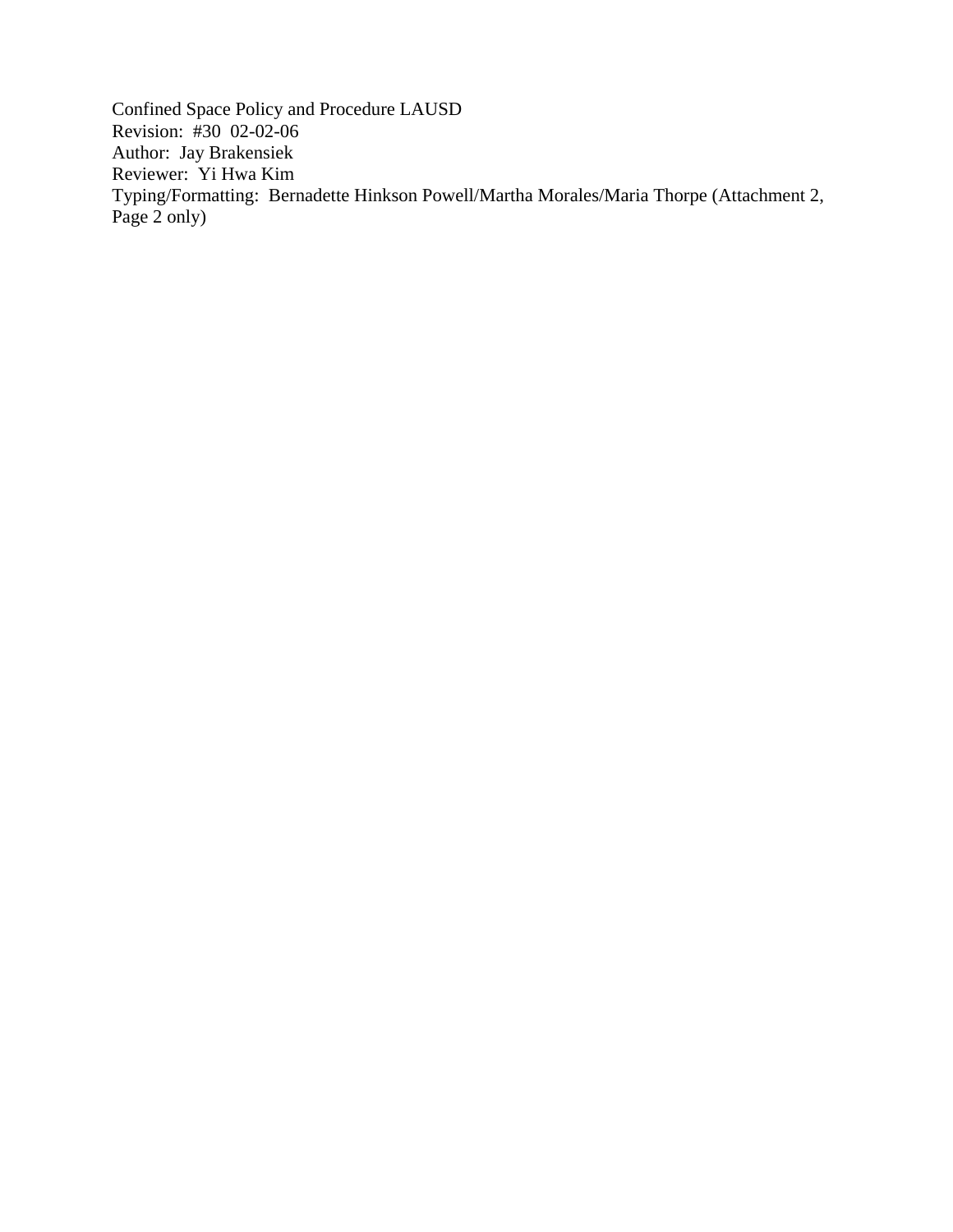Confined Space Policy and Procedure LAUSD
Revision: #30 02-02-06
Author: Jay Brakensiek
Reviewer: Yi Hwa Kim
Typing/Formatting: Bernadette Hinkson Powell/Martha Morales/Maria Thorpe (Attachment 2, Page 2 only)